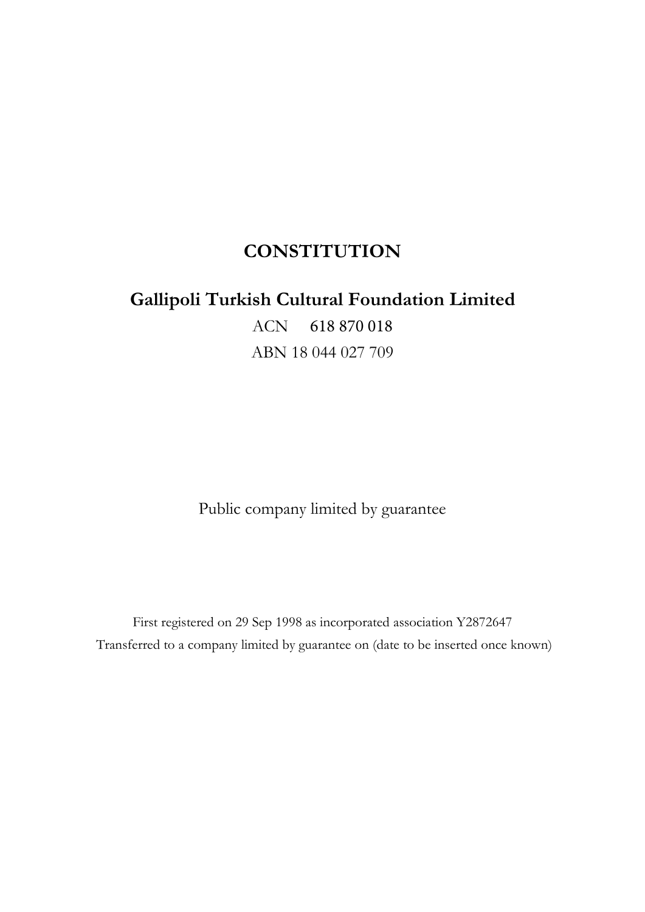# CONSTITUTION

## Gallipoli Turkish Cultural Foundation Limited

ACN 618 870 018

ABN 18 044 027 709

Public company limited by guarantee

First registered on 29 Sep 1998 as incorporated association Y2872647

Transferred to a company limited by guarantee on (date to be inserted once known)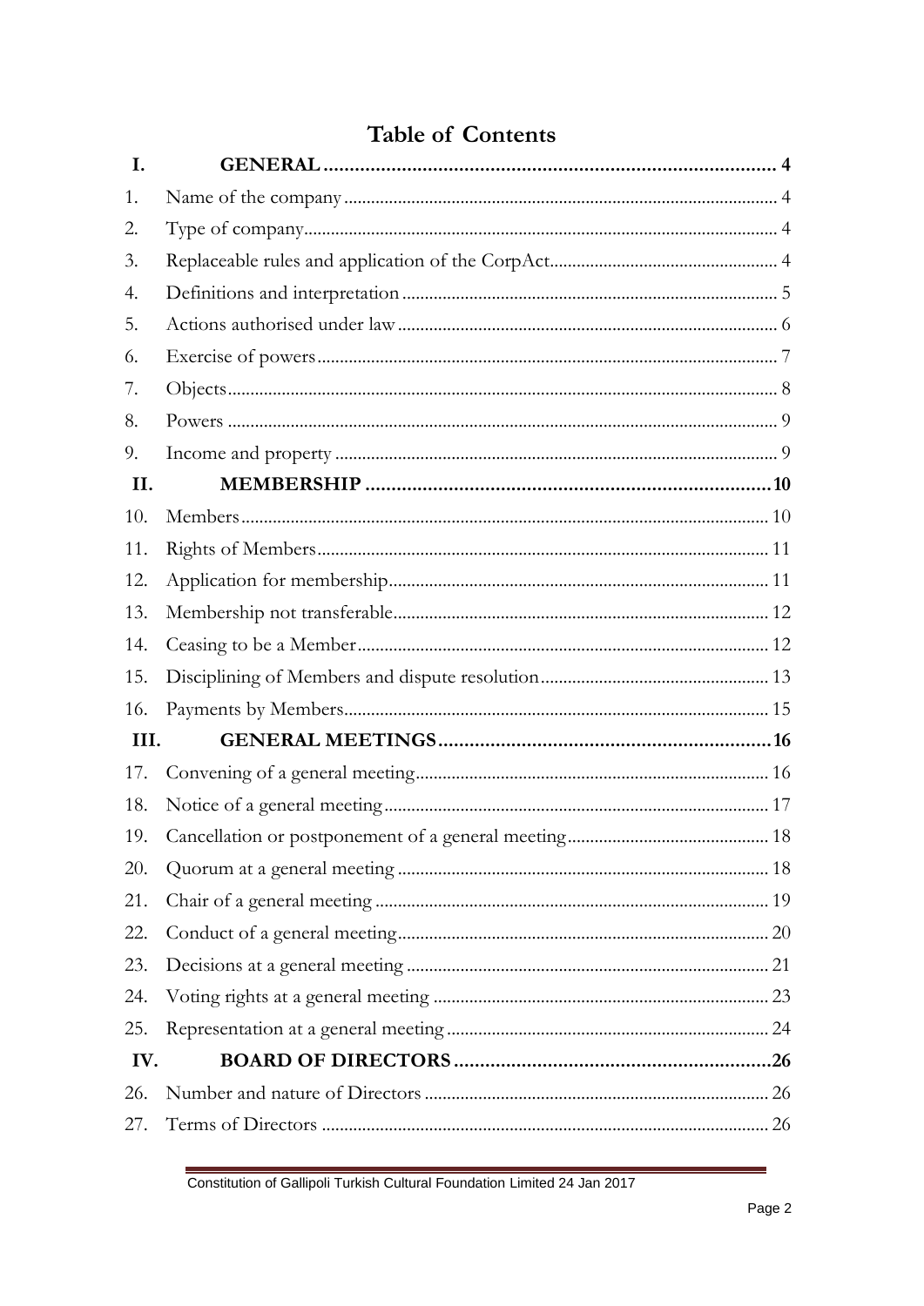# Table of Contents

| | | |
|---|---|---|
| **I.** | **GENERAL** | **4** |
| 1. | Name of the company | 4 |
| 2. | Type of company | 4 |
| 3. | Replaceable rules and application of the CorpAct | 4 |
| 4. | Definitions and interpretation | 5 |
| 5. | Actions authorised under law | 6 |
| 6. | Exercise of powers | 7 |
| 7. | Objects | 8 |
| 8. | Powers | 9 |
| 9. | Income and property | 9 |
| **II.** | **MEMBERSHIP** | **10** |
| 10. | Members | 10 |
| 11. | Rights of Members | 11 |
| 12. | Application for membership | 11 |
| 13. | Membership not transferable | 12 |
| 14. | Ceasing to be a Member | 12 |
| 15. | Disciplining of Members and dispute resolution | 13 |
| 16. | Payments by Members | 15 |
| **III.** | **GENERAL MEETINGS** | **16** |
| 17. | Convening of a general meeting | 16 |
| 18. | Notice of a general meeting | 17 |
| 19. | Cancellation or postponement of a general meeting | 18 |
| 20. | Quorum at a general meeting | 18 |
| 21. | Chair of a general meeting | 19 |
| 22. | Conduct of a general meeting | 20 |
| 23. | Decisions at a general meeting | 21 |
| 24. | Voting rights at a general meeting | 23 |
| 25. | Representation at a general meeting | 24 |
| **IV.** | **BOARD OF DIRECTORS** | **26** |
| 26. | Number and nature of Directors | 26 |
| 27. | Terms of Directors | 26 |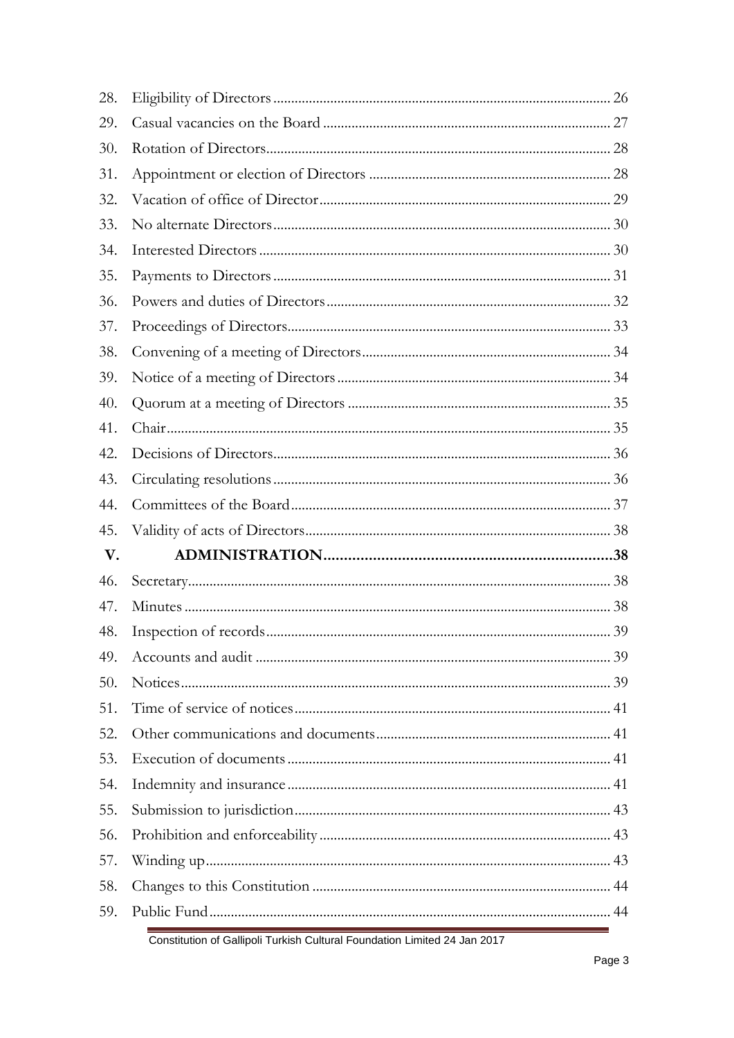| | | |
|---|---|---|
| 28. | Eligibility of Directors | 26 |
| 29. | Casual vacancies on the Board | 27 |
| 30. | Rotation of Directors | 28 |
| 31. | Appointment or election of Directors | 28 |
| 32. | Vacation of office of Director | 29 |
| 33. | No alternate Directors | 30 |
| 34. | Interested Directors | 30 |
| 35. | Payments to Directors | 31 |
| 36. | Powers and duties of Directors | 32 |
| 37. | Proceedings of Directors | 33 |
| 38. | Convening of a meeting of Directors | 34 |
| 39. | Notice of a meeting of Directors | 34 |
| 40. | Quorum at a meeting of Directors | 35 |
| 41. | Chair | 35 |
| 42. | Decisions of Directors | 36 |
| 43. | Circulating resolutions | 36 |
| 44. | Committees of the Board | 37 |
| 45. | Validity of acts of Directors | 38 |
| **V.** | **ADMINISTRATION** | **38** |
| 46. | Secretary | 38 |
| 47. | Minutes | 38 |
| 48. | Inspection of records | 39 |
| 49. | Accounts and audit | 39 |
| 50. | Notices | 39 |
| 51. | Time of service of notices | 41 |
| 52. | Other communications and documents | 41 |
| 53. | Execution of documents | 41 |
| 54. | Indemnity and insurance | 41 |
| 55. | Submission to jurisdiction | 43 |
| 56. | Prohibition and enforceability | 43 |
| 57. | Winding up | 43 |
| 58. | Changes to this Constitution | 44 |
| 59. | Public Fund | 44 |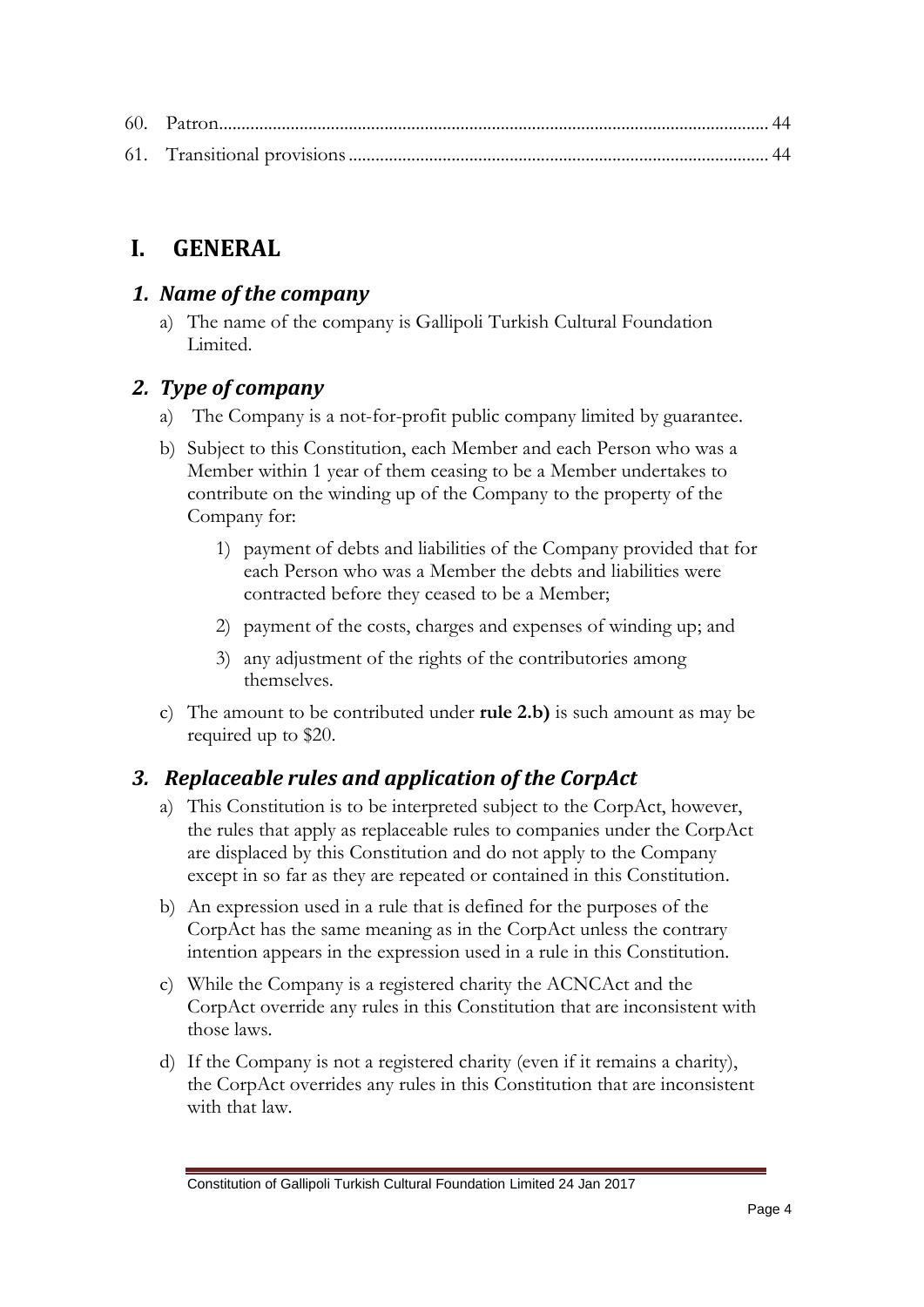60. Patron........................................................................................................................ 44

61. Transitional provisions ............................................................................................ 44

# I. GENERAL

## 1. *Name of the company*

a) The name of the company is Gallipoli Turkish Cultural Foundation Limited.

## 2. *Type of company*

a) The Company is a not-for-profit public company limited by guarantee.

b) Subject to this Constitution, each Member and each Person who was a Member within 1 year of them ceasing to be a Member undertakes to contribute on the winding up of the Company to the property of the Company for:

   1) payment of debts and liabilities of the Company provided that for each Person who was a Member the debts and liabilities were contracted before they ceased to be a Member;

   2) payment of the costs, charges and expenses of winding up; and

   3) any adjustment of the rights of the contributories among themselves.

c) The amount to be contributed under **rule 2.b)** is such amount as may be required up to $20.

## 3. *Replaceable rules and application of the CorpAct*

a) This Constitution is to be interpreted subject to the CorpAct, however, the rules that apply as replaceable rules to companies under the CorpAct are displaced by this Constitution and do not apply to the Company except in so far as they are repeated or contained in this Constitution.

b) An expression used in a rule that is defined for the purposes of the CorpAct has the same meaning as in the CorpAct unless the contrary intention appears in the expression used in a rule in this Constitution.

c) While the Company is a registered charity the ACNCAct and the CorpAct override any rules in this Constitution that are inconsistent with those laws.

d) If the Company is not a registered charity (even if it remains a charity), the CorpAct overrides any rules in this Constitution that are inconsistent with that law.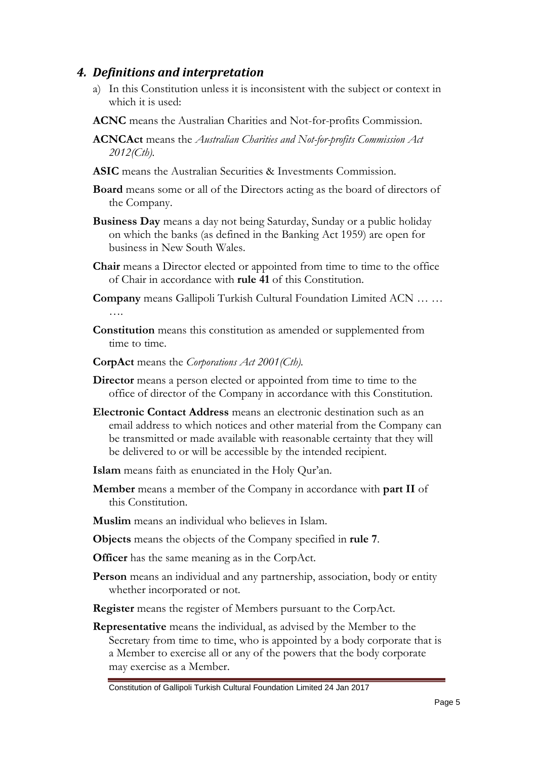## *4. Definitions and interpretation*

a) In this Constitution unless it is inconsistent with the subject or context in which it is used:

**ACNC** means the Australian Charities and Not-for-profits Commission.

**ACNCAct** means the *Australian Charities and Not-for-profits Commission Act 2012(Cth).*

**ASIC** means the Australian Securities & Investments Commission.

**Board** means some or all of the Directors acting as the board of directors of the Company.

**Business Day** means a day not being Saturday, Sunday or a public holiday on which the banks (as defined in the Banking Act 1959) are open for business in New South Wales.

**Chair** means a Director elected or appointed from time to time to the office of Chair in accordance with **rule 41** of this Constitution.

**Company** means Gallipoli Turkish Cultural Foundation Limited ACN … … ….

**Constitution** means this constitution as amended or supplemented from time to time.

**CorpAct** means the *Corporations Act 2001(Cth).*

**Director** means a person elected or appointed from time to time to the office of director of the Company in accordance with this Constitution.

**Electronic Contact Address** means an electronic destination such as an email address to which notices and other material from the Company can be transmitted or made available with reasonable certainty that they will be delivered to or will be accessible by the intended recipient.

**Islam** means faith as enunciated in the Holy Qur'an.

**Member** means a member of the Company in accordance with **part II** of this Constitution.

**Muslim** means an individual who believes in Islam.

**Objects** means the objects of the Company specified in **rule 7**.

**Officer** has the same meaning as in the CorpAct.

**Person** means an individual and any partnership, association, body or entity whether incorporated or not.

**Register** means the register of Members pursuant to the CorpAct.

**Representative** means the individual, as advised by the Member to the Secretary from time to time, who is appointed by a body corporate that is a Member to exercise all or any of the powers that the body corporate may exercise as a Member.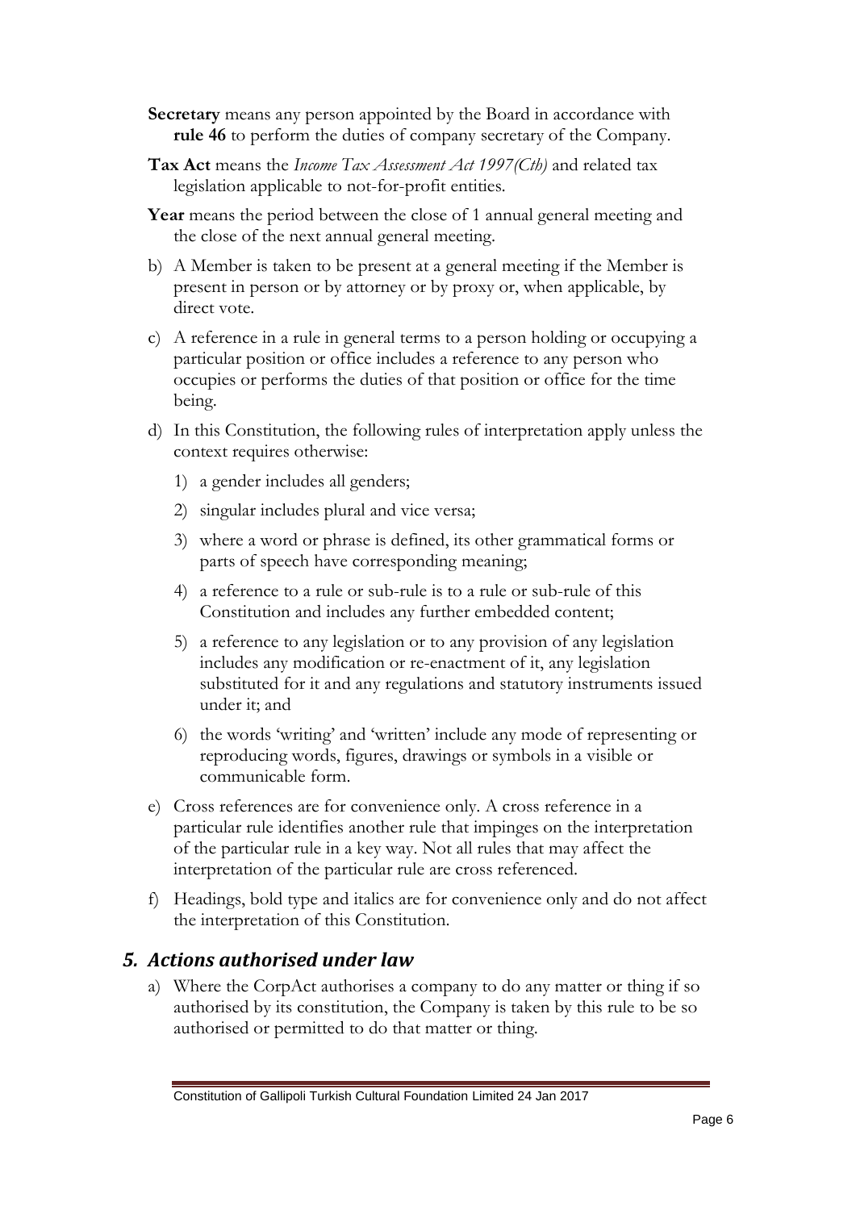**Secretary** means any person appointed by the Board in accordance with **rule 46** to perform the duties of company secretary of the Company.

**Tax Act** means the *Income Tax Assessment Act 1997(Cth)* and related tax legislation applicable to not-for-profit entities.

**Year** means the period between the close of 1 annual general meeting and the close of the next annual general meeting.

b) A Member is taken to be present at a general meeting if the Member is present in person or by attorney or by proxy or, when applicable, by direct vote.

c) A reference in a rule in general terms to a person holding or occupying a particular position or office includes a reference to any person who occupies or performs the duties of that position or office for the time being.

d) In this Constitution, the following rules of interpretation apply unless the context requires otherwise:

   1) a gender includes all genders;

   2) singular includes plural and vice versa;

   3) where a word or phrase is defined, its other grammatical forms or parts of speech have corresponding meaning;

   4) a reference to a rule or sub-rule is to a rule or sub-rule of this Constitution and includes any further embedded content;

   5) a reference to any legislation or to any provision of any legislation includes any modification or re-enactment of it, any legislation substituted for it and any regulations and statutory instruments issued under it; and

   6) the words 'writing' and 'written' include any mode of representing or reproducing words, figures, drawings or symbols in a visible or communicable form.

e) Cross references are for convenience only. A cross reference in a particular rule identifies another rule that impinges on the interpretation of the particular rule in a key way. Not all rules that may affect the interpretation of the particular rule are cross referenced.

f) Headings, bold type and italics are for convenience only and do not affect the interpretation of this Constitution.

## *5. Actions authorised under law*

a) Where the CorpAct authorises a company to do any matter or thing if so authorised by its constitution, the Company is taken by this rule to be so authorised or permitted to do that matter or thing.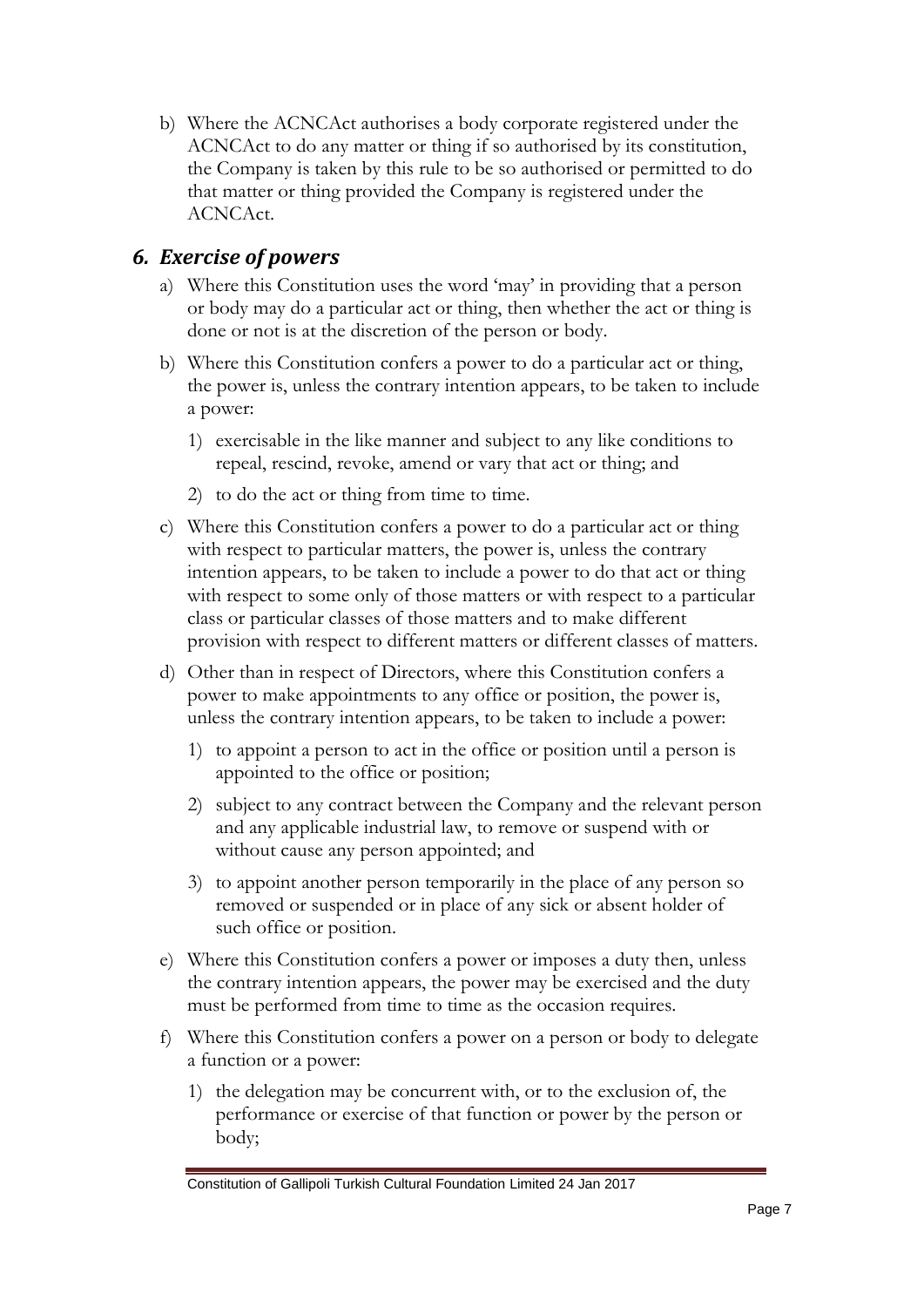b) Where the ACNCAct authorises a body corporate registered under the ACNCAct to do any matter or thing if so authorised by its constitution, the Company is taken by this rule to be so authorised or permitted to do that matter or thing provided the Company is registered under the ACNCAct.

## *6. Exercise of powers*

a) Where this Constitution uses the word 'may' in providing that a person or body may do a particular act or thing, then whether the act or thing is done or not is at the discretion of the person or body.

b) Where this Constitution confers a power to do a particular act or thing, the power is, unless the contrary intention appears, to be taken to include a power:

   1) exercisable in the like manner and subject to any like conditions to repeal, rescind, revoke, amend or vary that act or thing; and

   2) to do the act or thing from time to time.

c) Where this Constitution confers a power to do a particular act or thing with respect to particular matters, the power is, unless the contrary intention appears, to be taken to include a power to do that act or thing with respect to some only of those matters or with respect to a particular class or particular classes of those matters and to make different provision with respect to different matters or different classes of matters.

d) Other than in respect of Directors, where this Constitution confers a power to make appointments to any office or position, the power is, unless the contrary intention appears, to be taken to include a power:

   1) to appoint a person to act in the office or position until a person is appointed to the office or position;

   2) subject to any contract between the Company and the relevant person and any applicable industrial law, to remove or suspend with or without cause any person appointed; and

   3) to appoint another person temporarily in the place of any person so removed or suspended or in place of any sick or absent holder of such office or position.

e) Where this Constitution confers a power or imposes a duty then, unless the contrary intention appears, the power may be exercised and the duty must be performed from time to time as the occasion requires.

f) Where this Constitution confers a power on a person or body to delegate a function or a power:

   1) the delegation may be concurrent with, or to the exclusion of, the performance or exercise of that function or power by the person or body;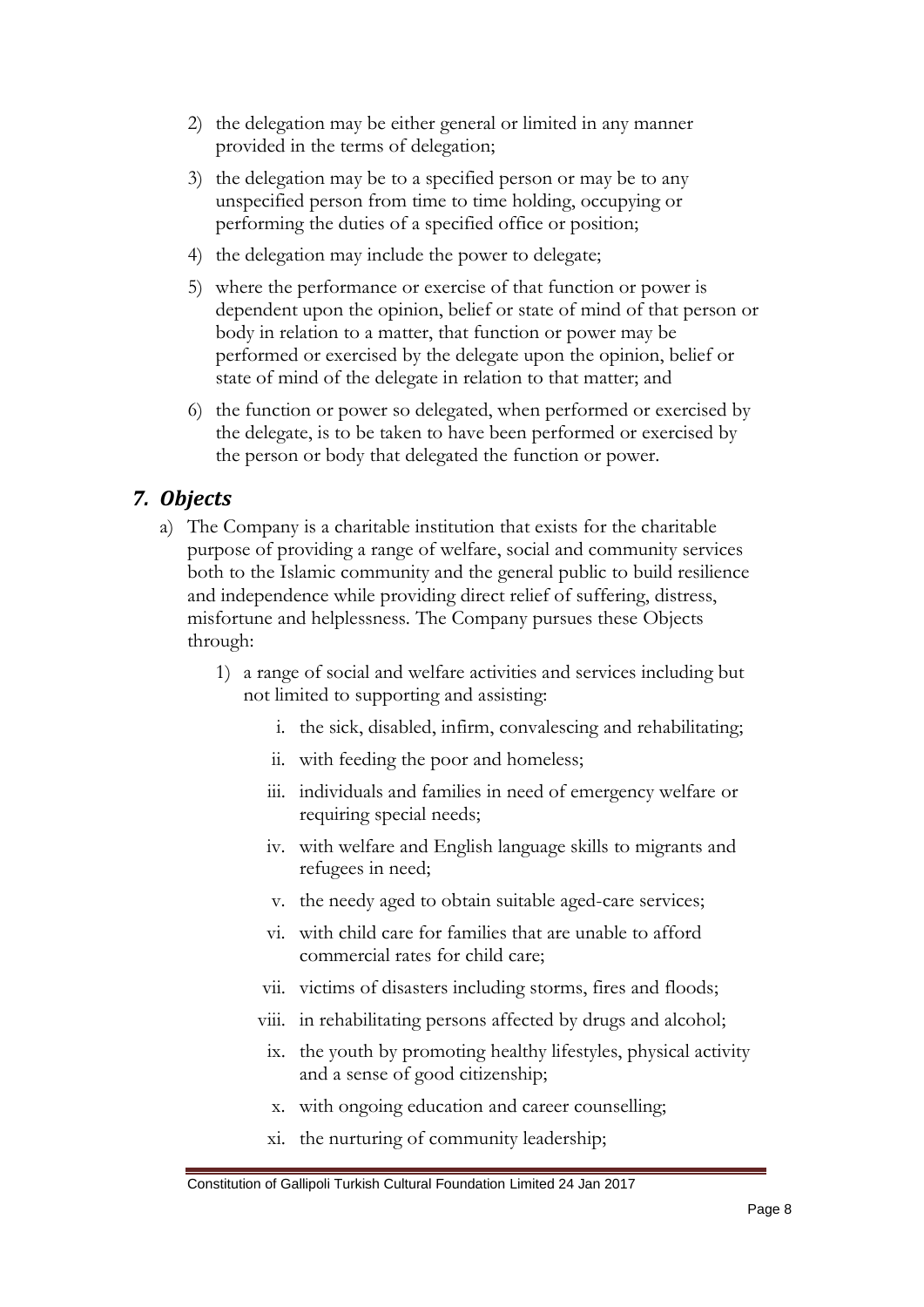2) the delegation may be either general or limited in any manner provided in the terms of delegation;

3) the delegation may be to a specified person or may be to any unspecified person from time to time holding, occupying or performing the duties of a specified office or position;

4) the delegation may include the power to delegate;

5) where the performance or exercise of that function or power is dependent upon the opinion, belief or state of mind of that person or body in relation to a matter, that function or power may be performed or exercised by the delegate upon the opinion, belief or state of mind of the delegate in relation to that matter; and

6) the function or power so delegated, when performed or exercised by the delegate, is to be taken to have been performed or exercised by the person or body that delegated the function or power.

## *7. Objects*

a) The Company is a charitable institution that exists for the charitable purpose of providing a range of welfare, social and community services both to the Islamic community and the general public to build resilience and independence while providing direct relief of suffering, distress, misfortune and helplessness. The Company pursues these Objects through:

   1) a range of social and welfare activities and services including but not limited to supporting and assisting:

      i. the sick, disabled, infirm, convalescing and rehabilitating;

      ii. with feeding the poor and homeless;

      iii. individuals and families in need of emergency welfare or requiring special needs;

      iv. with welfare and English language skills to migrants and refugees in need;

      v. the needy aged to obtain suitable aged-care services;

      vi. with child care for families that are unable to afford commercial rates for child care;

      vii. victims of disasters including storms, fires and floods;

      viii. in rehabilitating persons affected by drugs and alcohol;

      ix. the youth by promoting healthy lifestyles, physical activity and a sense of good citizenship;

      x. with ongoing education and career counselling;

      xi. the nurturing of community leadership;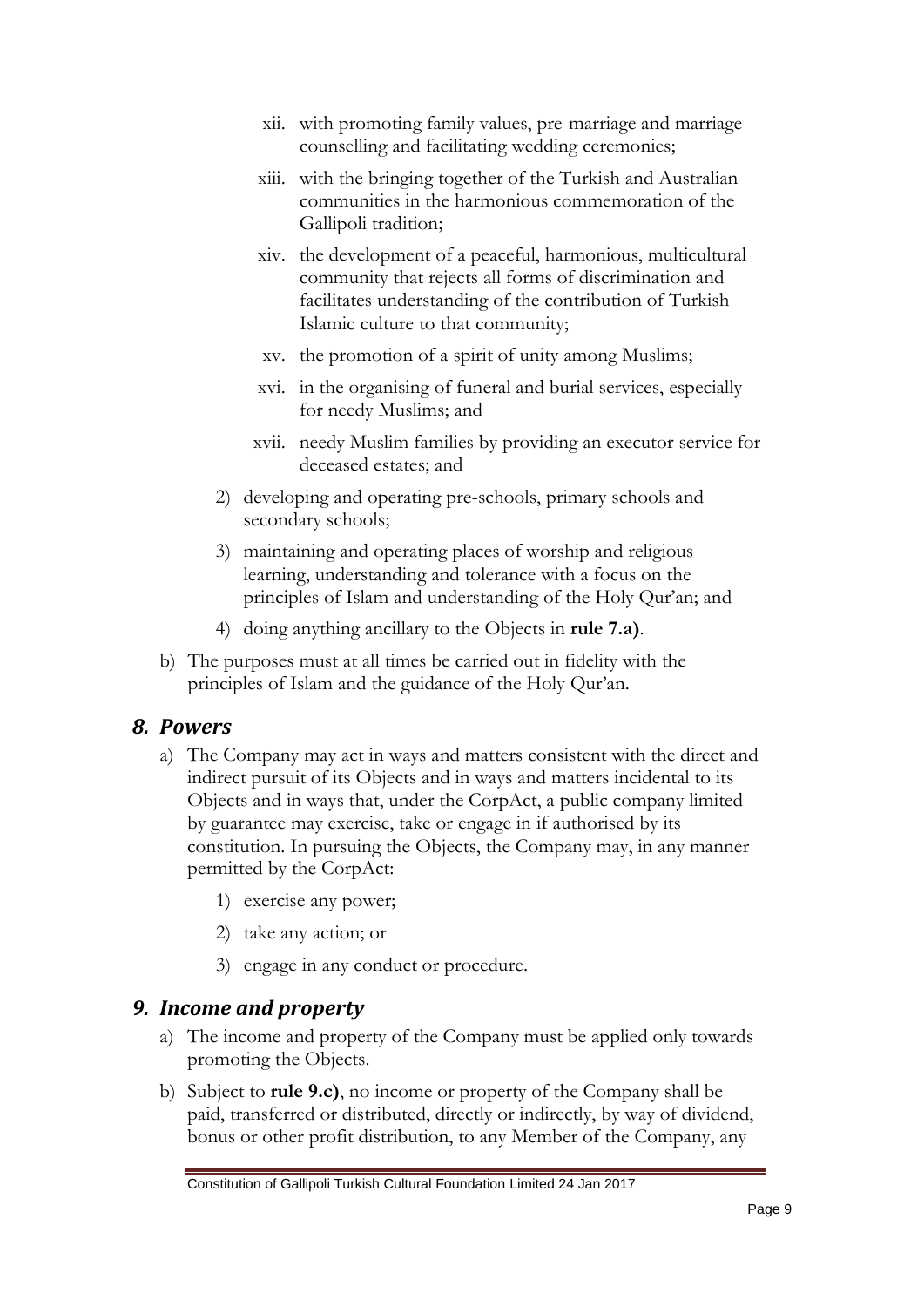xii. with promoting family values, pre-marriage and marriage counselling and facilitating wedding ceremonies;

xiii. with the bringing together of the Turkish and Australian communities in the harmonious commemoration of the Gallipoli tradition;

xiv. the development of a peaceful, harmonious, multicultural community that rejects all forms of discrimination and facilitates understanding of the contribution of Turkish Islamic culture to that community;

xv. the promotion of a spirit of unity among Muslims;

xvi. in the organising of funeral and burial services, especially for needy Muslims; and

xvii. needy Muslim families by providing an executor service for deceased estates; and

2) developing and operating pre-schools, primary schools and secondary schools;

3) maintaining and operating places of worship and religious learning, understanding and tolerance with a focus on the principles of Islam and understanding of the Holy Qur'an; and

4) doing anything ancillary to the Objects in **rule 7.a)**.

b) The purposes must at all times be carried out in fidelity with the principles of Islam and the guidance of the Holy Qur'an.

## *8. Powers*

a) The Company may act in ways and matters consistent with the direct and indirect pursuit of its Objects and in ways and matters incidental to its Objects and in ways that, under the CorpAct, a public company limited by guarantee may exercise, take or engage in if authorised by its constitution. In pursuing the Objects, the Company may, in any manner permitted by the CorpAct:

1) exercise any power;

2) take any action; or

3) engage in any conduct or procedure.

## *9. Income and property*

a) The income and property of the Company must be applied only towards promoting the Objects.

b) Subject to **rule 9.c)**, no income or property of the Company shall be paid, transferred or distributed, directly or indirectly, by way of dividend, bonus or other profit distribution, to any Member of the Company, any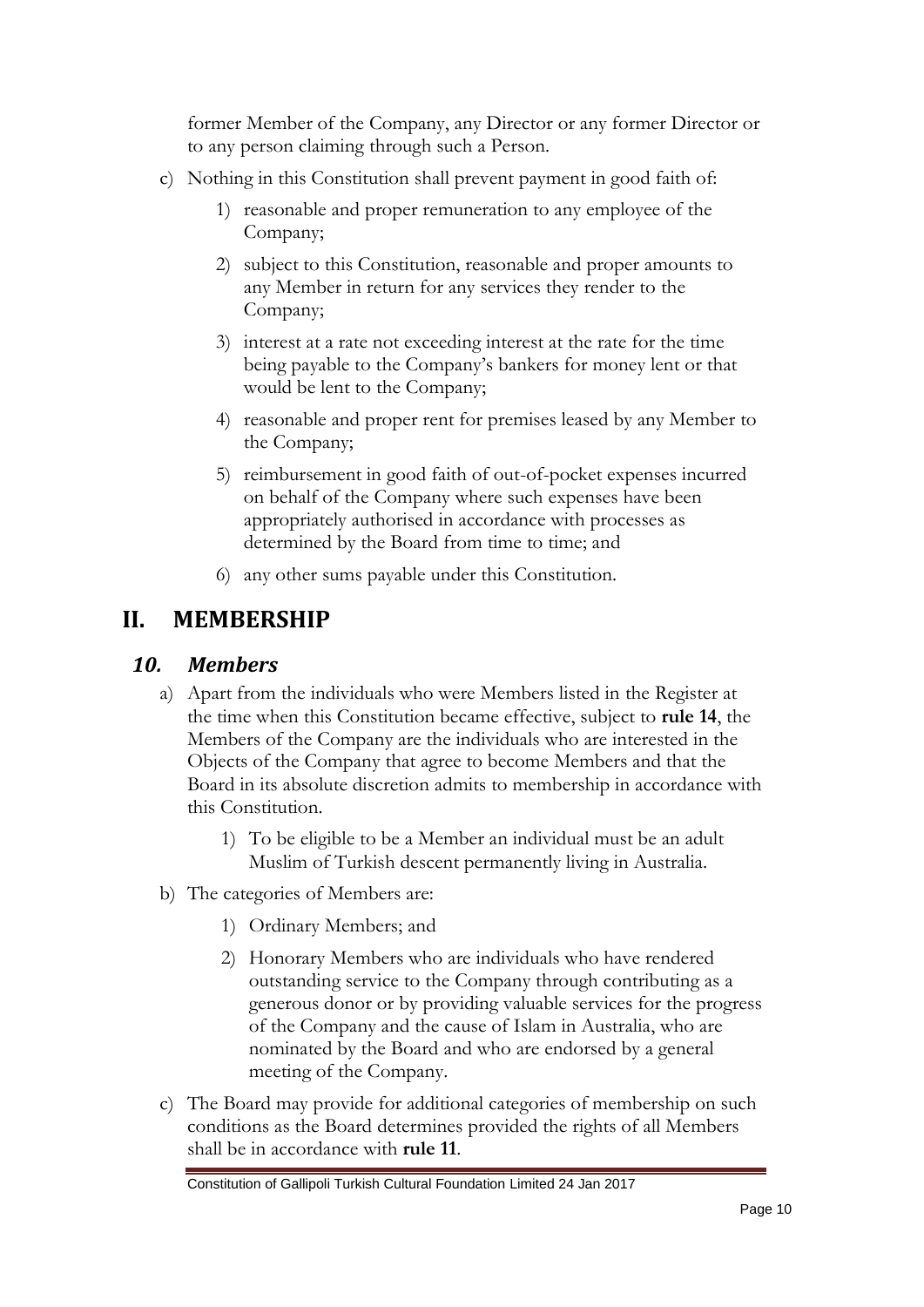former Member of the Company, any Director or any former Director or to any person claiming through such a Person.

c) Nothing in this Constitution shall prevent payment in good faith of:

   1) reasonable and proper remuneration to any employee of the Company;

   2) subject to this Constitution, reasonable and proper amounts to any Member in return for any services they render to the Company;

   3) interest at a rate not exceeding interest at the rate for the time being payable to the Company's bankers for money lent or that would be lent to the Company;

   4) reasonable and proper rent for premises leased by any Member to the Company;

   5) reimbursement in good faith of out-of-pocket expenses incurred on behalf of the Company where such expenses have been appropriately authorised in accordance with processes as determined by the Board from time to time; and

   6) any other sums payable under this Constitution.

# II. MEMBERSHIP

## *10. Members*

a) Apart from the individuals who were Members listed in the Register at the time when this Constitution became effective, subject to **rule 14**, the Members of the Company are the individuals who are interested in the Objects of the Company that agree to become Members and that the Board in its absolute discretion admits to membership in accordance with this Constitution.

   1) To be eligible to be a Member an individual must be an adult Muslim of Turkish descent permanently living in Australia.

b) The categories of Members are:

   1) Ordinary Members; and

   2) Honorary Members who are individuals who have rendered outstanding service to the Company through contributing as a generous donor or by providing valuable services for the progress of the Company and the cause of Islam in Australia, who are nominated by the Board and who are endorsed by a general meeting of the Company.

c) The Board may provide for additional categories of membership on such conditions as the Board determines provided the rights of all Members shall be in accordance with **rule 11**.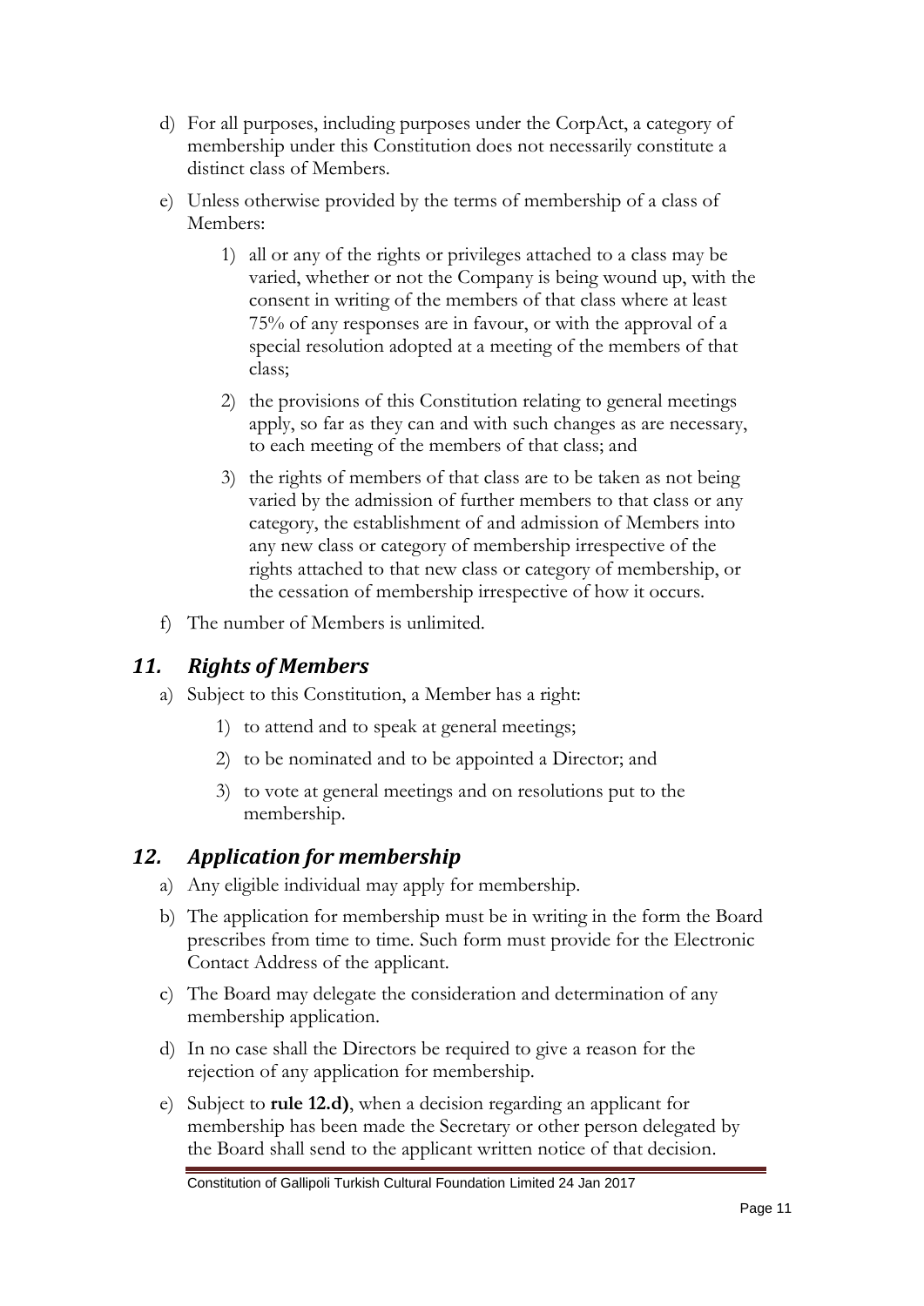d) For all purposes, including purposes under the CorpAct, a category of membership under this Constitution does not necessarily constitute a distinct class of Members.

e) Unless otherwise provided by the terms of membership of a class of Members:

   1) all or any of the rights or privileges attached to a class may be varied, whether or not the Company is being wound up, with the consent in writing of the members of that class where at least 75% of any responses are in favour, or with the approval of a special resolution adopted at a meeting of the members of that class;

   2) the provisions of this Constitution relating to general meetings apply, so far as they can and with such changes as are necessary, to each meeting of the members of that class; and

   3) the rights of members of that class are to be taken as not being varied by the admission of further members to that class or any category, the establishment of and admission of Members into any new class or category of membership irrespective of the rights attached to that new class or category of membership, or the cessation of membership irrespective of how it occurs.

f) The number of Members is unlimited.

## *11. Rights of Members*

a) Subject to this Constitution, a Member has a right:

   1) to attend and to speak at general meetings;

   2) to be nominated and to be appointed a Director; and

   3) to vote at general meetings and on resolutions put to the membership.

## *12. Application for membership*

a) Any eligible individual may apply for membership.

b) The application for membership must be in writing in the form the Board prescribes from time to time. Such form must provide for the Electronic Contact Address of the applicant.

c) The Board may delegate the consideration and determination of any membership application.

d) In no case shall the Directors be required to give a reason for the rejection of any application for membership.

e) Subject to **rule 12.d)**, when a decision regarding an applicant for membership has been made the Secretary or other person delegated by the Board shall send to the applicant written notice of that decision.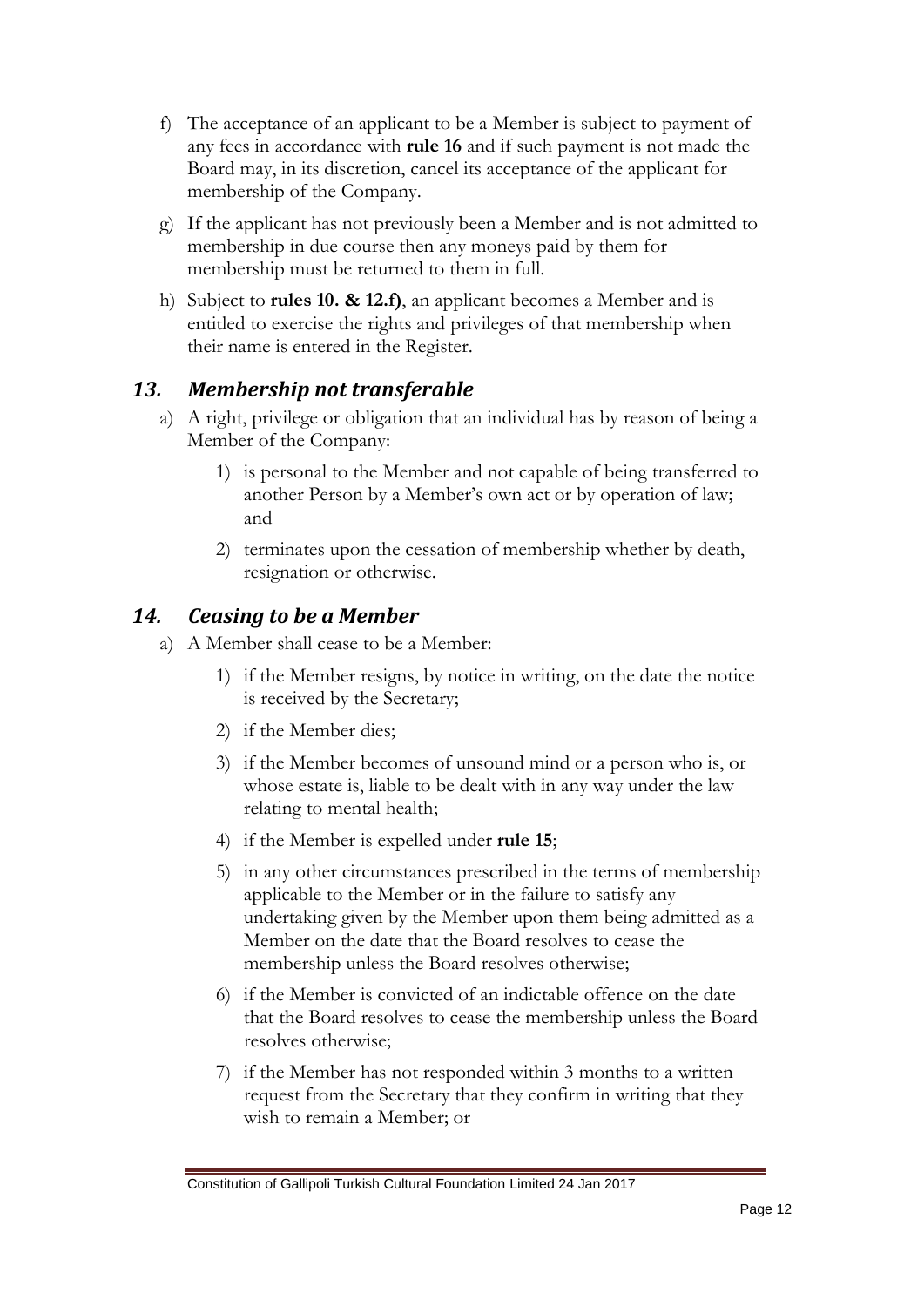f) The acceptance of an applicant to be a Member is subject to payment of any fees in accordance with **rule 16** and if such payment is not made the Board may, in its discretion, cancel its acceptance of the applicant for membership of the Company.

g) If the applicant has not previously been a Member and is not admitted to membership in due course then any moneys paid by them for membership must be returned to them in full.

h) Subject to **rules 10. & 12.f)**, an applicant becomes a Member and is entitled to exercise the rights and privileges of that membership when their name is entered in the Register.

## *13. Membership not transferable*

a) A right, privilege or obligation that an individual has by reason of being a Member of the Company:

   1) is personal to the Member and not capable of being transferred to another Person by a Member's own act or by operation of law; and

   2) terminates upon the cessation of membership whether by death, resignation or otherwise.

## *14. Ceasing to be a Member*

a) A Member shall cease to be a Member:

   1) if the Member resigns, by notice in writing, on the date the notice is received by the Secretary;

   2) if the Member dies;

   3) if the Member becomes of unsound mind or a person who is, or whose estate is, liable to be dealt with in any way under the law relating to mental health;

   4) if the Member is expelled under **rule 15**;

   5) in any other circumstances prescribed in the terms of membership applicable to the Member or in the failure to satisfy any undertaking given by the Member upon them being admitted as a Member on the date that the Board resolves to cease the membership unless the Board resolves otherwise;

   6) if the Member is convicted of an indictable offence on the date that the Board resolves to cease the membership unless the Board resolves otherwise;

   7) if the Member has not responded within 3 months to a written request from the Secretary that they confirm in writing that they wish to remain a Member; or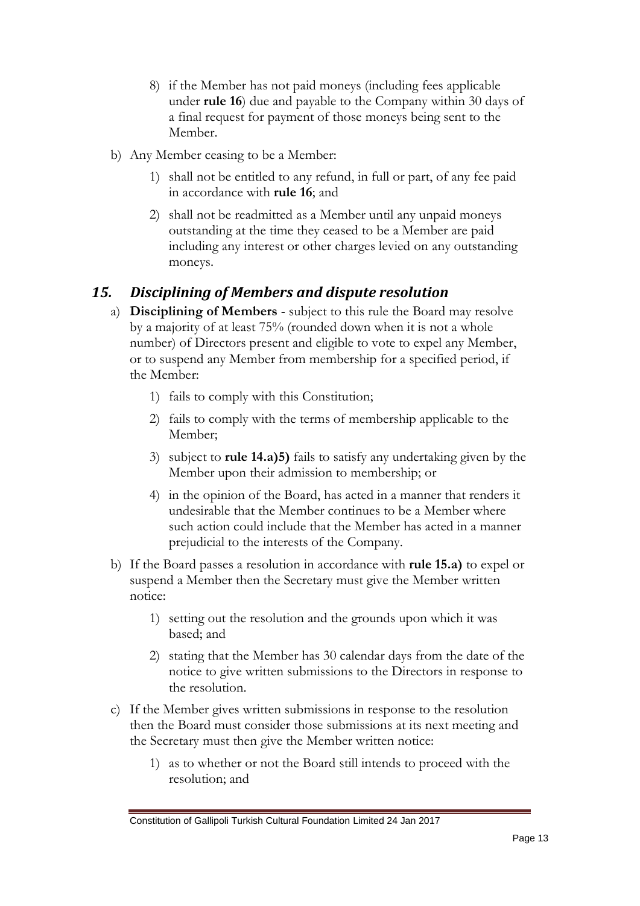8) if the Member has not paid moneys (including fees applicable under **rule 16**) due and payable to the Company within 30 days of a final request for payment of those moneys being sent to the Member.

b) Any Member ceasing to be a Member:

1) shall not be entitled to any refund, in full or part, of any fee paid in accordance with **rule 16**; and

2) shall not be readmitted as a Member until any unpaid moneys outstanding at the time they ceased to be a Member are paid including any interest or other charges levied on any outstanding moneys.

## *15. Disciplining of Members and dispute resolution*

a) **Disciplining of Members** - subject to this rule the Board may resolve by a majority of at least 75% (rounded down when it is not a whole number) of Directors present and eligible to vote to expel any Member, or to suspend any Member from membership for a specified period, if the Member:

1) fails to comply with this Constitution;

2) fails to comply with the terms of membership applicable to the Member;

3) subject to **rule 14.a)5)** fails to satisfy any undertaking given by the Member upon their admission to membership; or

4) in the opinion of the Board, has acted in a manner that renders it undesirable that the Member continues to be a Member where such action could include that the Member has acted in a manner prejudicial to the interests of the Company.

b) If the Board passes a resolution in accordance with **rule 15.a)** to expel or suspend a Member then the Secretary must give the Member written notice:

1) setting out the resolution and the grounds upon which it was based; and

2) stating that the Member has 30 calendar days from the date of the notice to give written submissions to the Directors in response to the resolution.

c) If the Member gives written submissions in response to the resolution then the Board must consider those submissions at its next meeting and the Secretary must then give the Member written notice:

1) as to whether or not the Board still intends to proceed with the resolution; and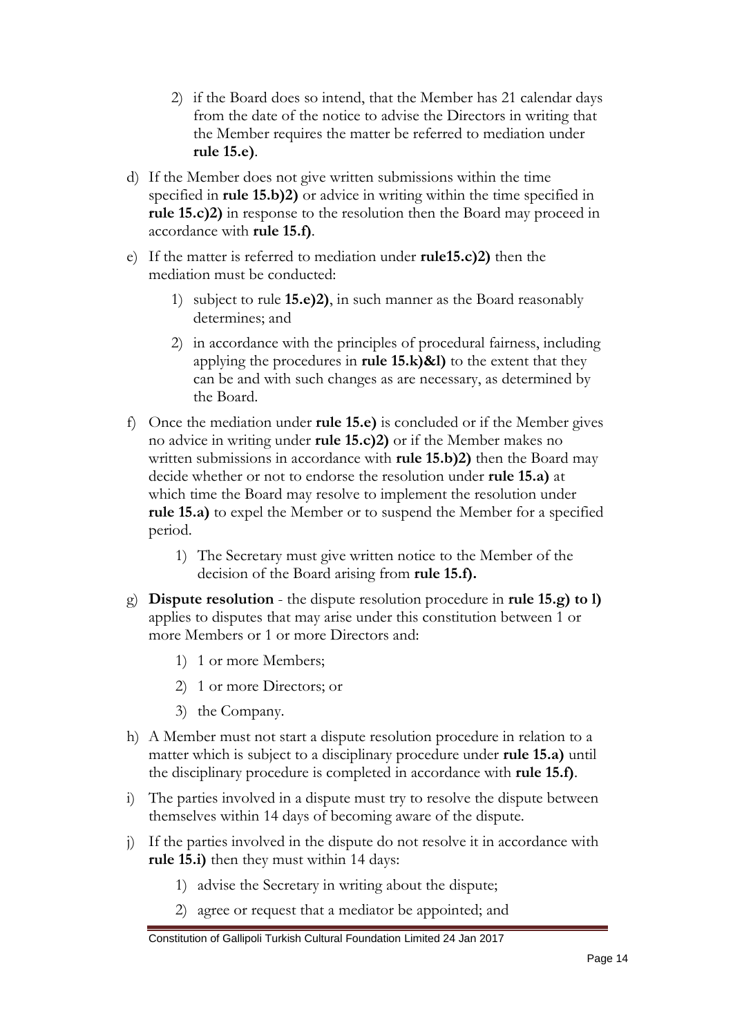2) if the Board does so intend, that the Member has 21 calendar days from the date of the notice to advise the Directors in writing that the Member requires the matter be referred to mediation under **rule 15.e)**.

d) If the Member does not give written submissions within the time specified in **rule 15.b)2)** or advice in writing within the time specified in **rule 15.c)2)** in response to the resolution then the Board may proceed in accordance with **rule 15.f)**.

e) If the matter is referred to mediation under **rule15.c)2)** then the mediation must be conducted:

1) subject to rule **15.e)2)**, in such manner as the Board reasonably determines; and

2) in accordance with the principles of procedural fairness, including applying the procedures in **rule 15.k)&l)** to the extent that they can be and with such changes as are necessary, as determined by the Board.

f) Once the mediation under **rule 15.e)** is concluded or if the Member gives no advice in writing under **rule 15.c)2)** or if the Member makes no written submissions in accordance with **rule 15.b)2)** then the Board may decide whether or not to endorse the resolution under **rule 15.a)** at which time the Board may resolve to implement the resolution under **rule 15.a)** to expel the Member or to suspend the Member for a specified period.

1) The Secretary must give written notice to the Member of the decision of the Board arising from **rule 15.f).**

g) **Dispute resolution** - the dispute resolution procedure in **rule 15.g) to l)** applies to disputes that may arise under this constitution between 1 or more Members or 1 or more Directors and:

1) 1 or more Members;

2) 1 or more Directors; or

3) the Company.

h) A Member must not start a dispute resolution procedure in relation to a matter which is subject to a disciplinary procedure under **rule 15.a)** until the disciplinary procedure is completed in accordance with **rule 15.f)**.

i) The parties involved in a dispute must try to resolve the dispute between themselves within 14 days of becoming aware of the dispute.

j) If the parties involved in the dispute do not resolve it in accordance with **rule 15.i)** then they must within 14 days:

1) advise the Secretary in writing about the dispute;

2) agree or request that a mediator be appointed; and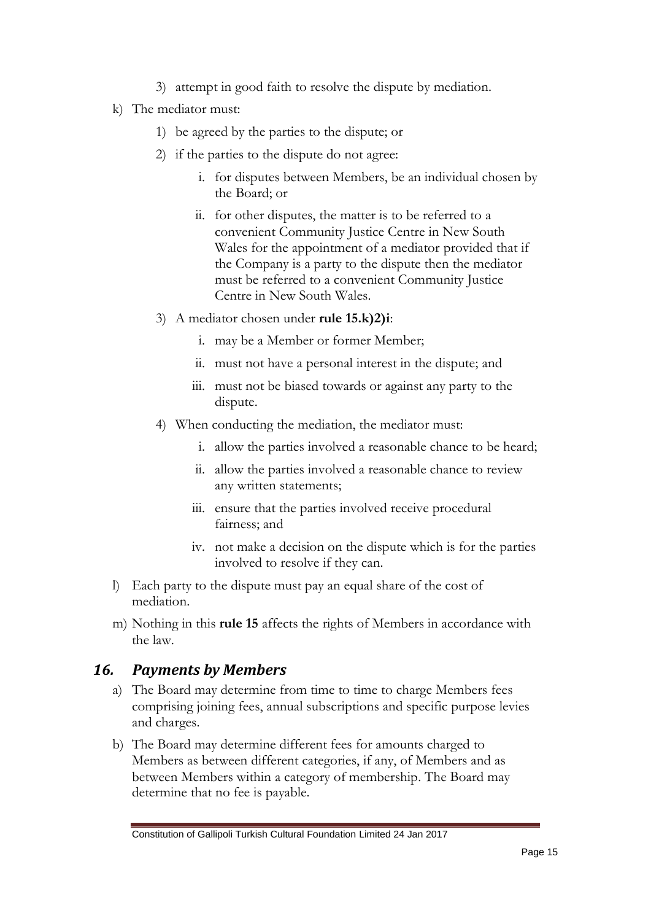3) attempt in good faith to resolve the dispute by mediation.

k) The mediator must:

1) be agreed by the parties to the dispute; or
2) if the parties to the dispute do not agree:
    i. for disputes between Members, be an individual chosen by the Board; or
    ii. for other disputes, the matter is to be referred to a convenient Community Justice Centre in New South Wales for the appointment of a mediator provided that if the Company is a party to the dispute then the mediator must be referred to a convenient Community Justice Centre in New South Wales.
3) A mediator chosen under **rule 15.k)2)i**:
    i. may be a Member or former Member;
    ii. must not have a personal interest in the dispute; and
    iii. must not be biased towards or against any party to the dispute.
4) When conducting the mediation, the mediator must:
    i. allow the parties involved a reasonable chance to be heard;
    ii. allow the parties involved a reasonable chance to review any written statements;
    iii. ensure that the parties involved receive procedural fairness; and
    iv. not make a decision on the dispute which is for the parties involved to resolve if they can.

l) Each party to the dispute must pay an equal share of the cost of mediation.

m) Nothing in this **rule 15** affects the rights of Members in accordance with the law.

## *16. Payments by Members*

a) The Board may determine from time to time to charge Members fees comprising joining fees, annual subscriptions and specific purpose levies and charges.

b) The Board may determine different fees for amounts charged to Members as between different categories, if any, of Members and as between Members within a category of membership. The Board may determine that no fee is payable.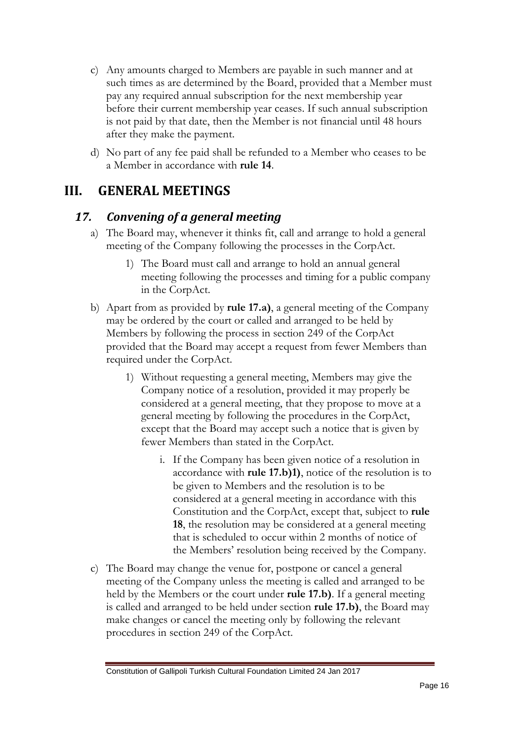c) Any amounts charged to Members are payable in such manner and at such times as are determined by the Board, provided that a Member must pay any required annual subscription for the next membership year before their current membership year ceases. If such annual subscription is not paid by that date, then the Member is not financial until 48 hours after they make the payment.

d) No part of any fee paid shall be refunded to a Member who ceases to be a Member in accordance with **rule 14**.

# III. GENERAL MEETINGS

## *17. Convening of a general meeting*

a) The Board may, whenever it thinks fit, call and arrange to hold a general meeting of the Company following the processes in the CorpAct.

   1) The Board must call and arrange to hold an annual general meeting following the processes and timing for a public company in the CorpAct.

b) Apart from as provided by **rule 17.a)**, a general meeting of the Company may be ordered by the court or called and arranged to be held by Members by following the process in section 249 of the CorpAct provided that the Board may accept a request from fewer Members than required under the CorpAct.

   1) Without requesting a general meeting, Members may give the Company notice of a resolution, provided it may properly be considered at a general meeting, that they propose to move at a general meeting by following the procedures in the CorpAct, except that the Board may accept such a notice that is given by fewer Members than stated in the CorpAct.

      i. If the Company has been given notice of a resolution in accordance with **rule 17.b)1)**, notice of the resolution is to be given to Members and the resolution is to be considered at a general meeting in accordance with this Constitution and the CorpAct, except that, subject to **rule 18**, the resolution may be considered at a general meeting that is scheduled to occur within 2 months of notice of the Members' resolution being received by the Company.

c) The Board may change the venue for, postpone or cancel a general meeting of the Company unless the meeting is called and arranged to be held by the Members or the court under **rule 17.b)**. If a general meeting is called and arranged to be held under section **rule 17.b)**, the Board may make changes or cancel the meeting only by following the relevant procedures in section 249 of the CorpAct.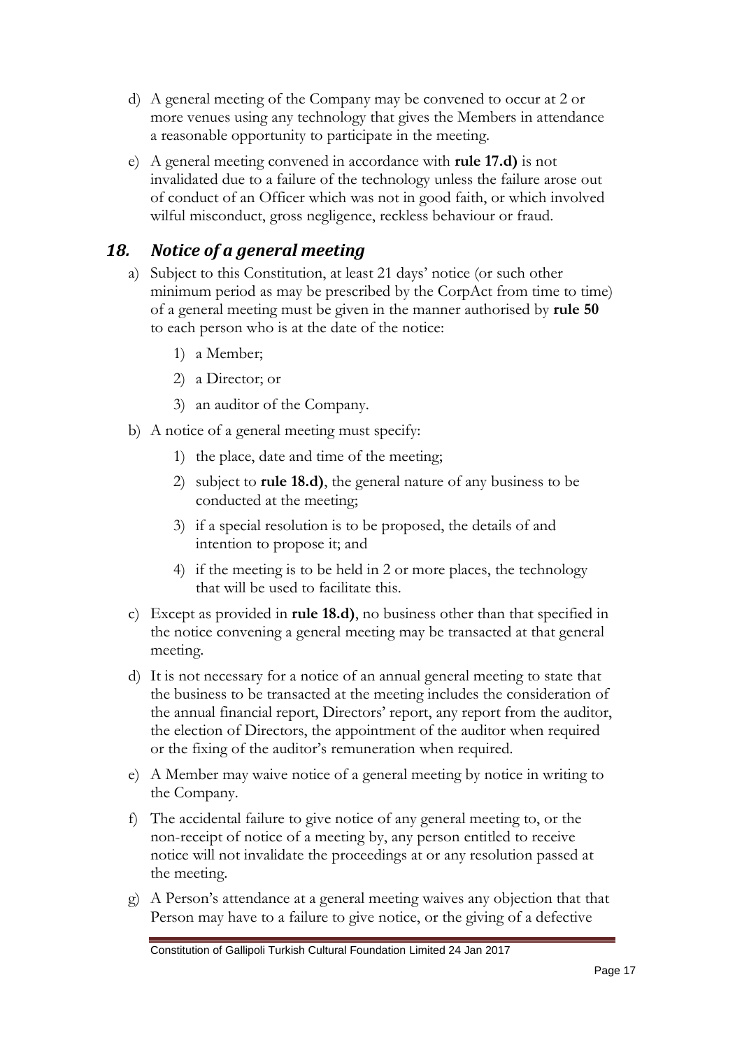d) A general meeting of the Company may be convened to occur at 2 or more venues using any technology that gives the Members in attendance a reasonable opportunity to participate in the meeting.

e) A general meeting convened in accordance with **rule 17.d)** is not invalidated due to a failure of the technology unless the failure arose out of conduct of an Officer which was not in good faith, or which involved wilful misconduct, gross negligence, reckless behaviour or fraud.

## *18. Notice of a general meeting*

a) Subject to this Constitution, at least 21 days' notice (or such other minimum period as may be prescribed by the CorpAct from time to time) of a general meeting must be given in the manner authorised by **rule 50** to each person who is at the date of the notice:

   1) a Member;

   2) a Director; or

   3) an auditor of the Company.

b) A notice of a general meeting must specify:

   1) the place, date and time of the meeting;

   2) subject to **rule 18.d)**, the general nature of any business to be conducted at the meeting;

   3) if a special resolution is to be proposed, the details of and intention to propose it; and

   4) if the meeting is to be held in 2 or more places, the technology that will be used to facilitate this.

c) Except as provided in **rule 18.d)**, no business other than that specified in the notice convening a general meeting may be transacted at that general meeting.

d) It is not necessary for a notice of an annual general meeting to state that the business to be transacted at the meeting includes the consideration of the annual financial report, Directors' report, any report from the auditor, the election of Directors, the appointment of the auditor when required or the fixing of the auditor's remuneration when required.

e) A Member may waive notice of a general meeting by notice in writing to the Company.

f) The accidental failure to give notice of any general meeting to, or the non-receipt of notice of a meeting by, any person entitled to receive notice will not invalidate the proceedings at or any resolution passed at the meeting.

g) A Person's attendance at a general meeting waives any objection that that Person may have to a failure to give notice, or the giving of a defective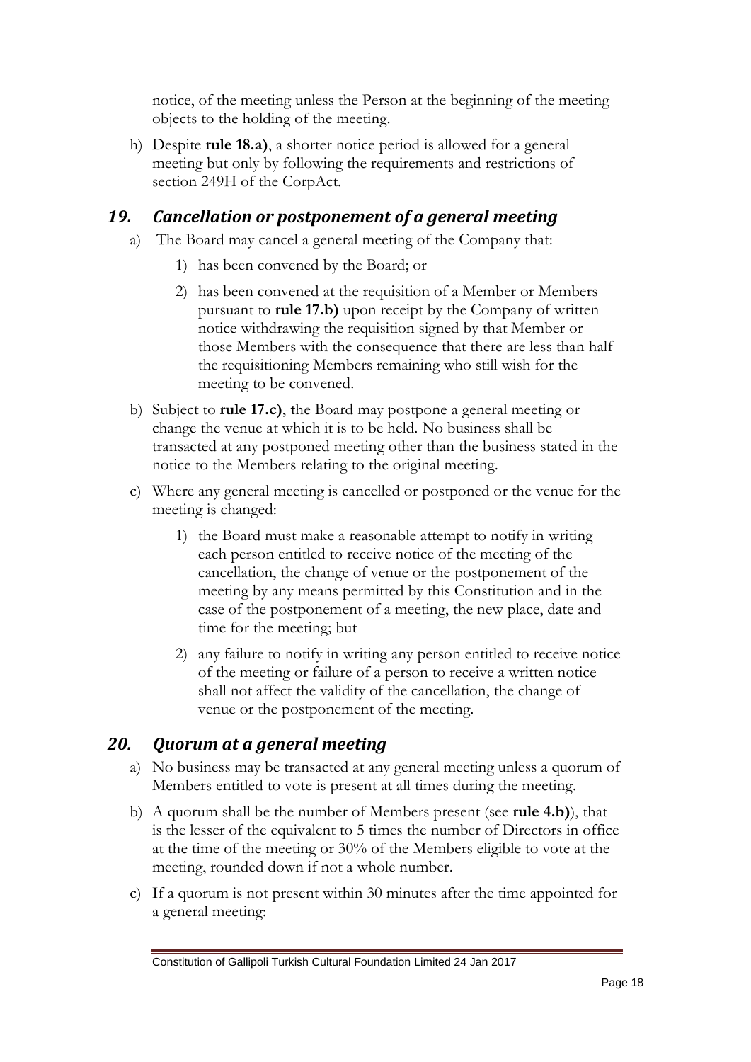notice, of the meeting unless the Person at the beginning of the meeting objects to the holding of the meeting.

h) Despite **rule 18.a)**, a shorter notice period is allowed for a general meeting but only by following the requirements and restrictions of section 249H of the CorpAct.

## *19. Cancellation or postponement of a general meeting*

a) The Board may cancel a general meeting of the Company that:

   1) has been convened by the Board; or

   2) has been convened at the requisition of a Member or Members pursuant to **rule 17.b)** upon receipt by the Company of written notice withdrawing the requisition signed by that Member or those Members with the consequence that there are less than half the requisitioning Members remaining who still wish for the meeting to be convened.

b) Subject to **rule 17.c)**, **t**he Board may postpone a general meeting or change the venue at which it is to be held. No business shall be transacted at any postponed meeting other than the business stated in the notice to the Members relating to the original meeting.

c) Where any general meeting is cancelled or postponed or the venue for the meeting is changed:

   1) the Board must make a reasonable attempt to notify in writing each person entitled to receive notice of the meeting of the cancellation, the change of venue or the postponement of the meeting by any means permitted by this Constitution and in the case of the postponement of a meeting, the new place, date and time for the meeting; but

   2) any failure to notify in writing any person entitled to receive notice of the meeting or failure of a person to receive a written notice shall not affect the validity of the cancellation, the change of venue or the postponement of the meeting.

## *20. Quorum at a general meeting*

a) No business may be transacted at any general meeting unless a quorum of Members entitled to vote is present at all times during the meeting.

b) A quorum shall be the number of Members present (see **rule 4.b)**), that is the lesser of the equivalent to 5 times the number of Directors in office at the time of the meeting or 30% of the Members eligible to vote at the meeting, rounded down if not a whole number.

c) If a quorum is not present within 30 minutes after the time appointed for a general meeting: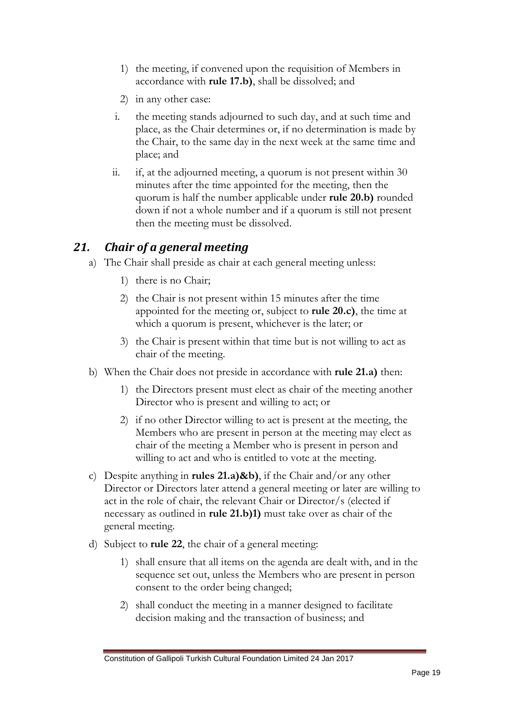1) the meeting, if convened upon the requisition of Members in accordance with **rule 17.b)**, shall be dissolved; and

2) in any other case:

i. the meeting stands adjourned to such day, and at such time and place, as the Chair determines or, if no determination is made by the Chair, to the same day in the next week at the same time and place; and

ii. if, at the adjourned meeting, a quorum is not present within 30 minutes after the time appointed for the meeting, then the quorum is half the number applicable under **rule 20.b)** rounded down if not a whole number and if a quorum is still not present then the meeting must be dissolved.

## *21. Chair of a general meeting*

a) The Chair shall preside as chair at each general meeting unless:

1) there is no Chair;

2) the Chair is not present within 15 minutes after the time appointed for the meeting or, subject to **rule 20.c)**, the time at which a quorum is present, whichever is the later; or

3) the Chair is present within that time but is not willing to act as chair of the meeting.

b) When the Chair does not preside in accordance with **rule 21.a)** then:

1) the Directors present must elect as chair of the meeting another Director who is present and willing to act; or

2) if no other Director willing to act is present at the meeting, the Members who are present in person at the meeting may elect as chair of the meeting a Member who is present in person and willing to act and who is entitled to vote at the meeting.

c) Despite anything in **rules 21.a)&b)**, if the Chair and/or any other Director or Directors later attend a general meeting or later are willing to act in the role of chair, the relevant Chair or Director/s (elected if necessary as outlined in **rule 21.b)1)** must take over as chair of the general meeting.

d) Subject to **rule 22**, the chair of a general meeting:

1) shall ensure that all items on the agenda are dealt with, and in the sequence set out, unless the Members who are present in person consent to the order being changed;

2) shall conduct the meeting in a manner designed to facilitate decision making and the transaction of business; and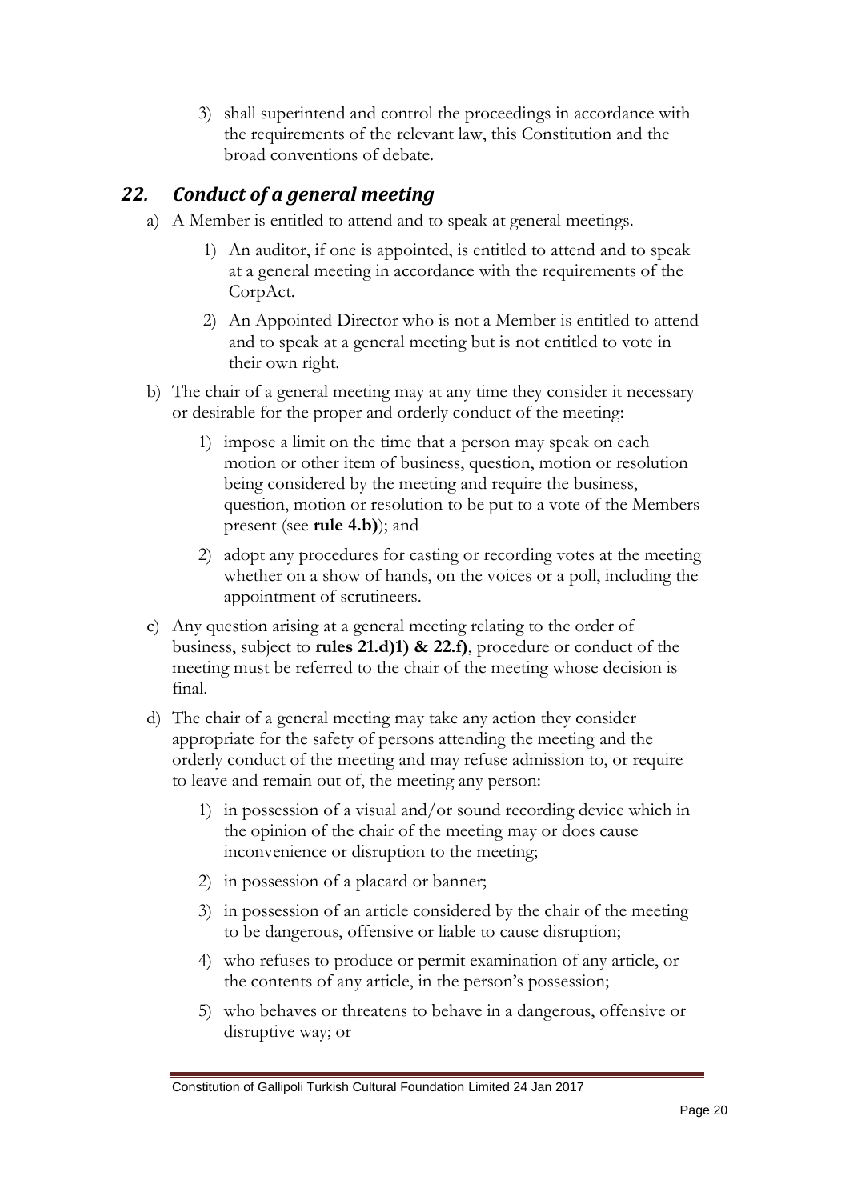3) shall superintend and control the proceedings in accordance with the requirements of the relevant law, this Constitution and the broad conventions of debate.

## *22. Conduct of a general meeting*

a) A Member is entitled to attend and to speak at general meetings.

   1) An auditor, if one is appointed, is entitled to attend and to speak at a general meeting in accordance with the requirements of the CorpAct.

   2) An Appointed Director who is not a Member is entitled to attend and to speak at a general meeting but is not entitled to vote in their own right.

b) The chair of a general meeting may at any time they consider it necessary or desirable for the proper and orderly conduct of the meeting:

   1) impose a limit on the time that a person may speak on each motion or other item of business, question, motion or resolution being considered by the meeting and require the business, question, motion or resolution to be put to a vote of the Members present (see **rule 4.b)**); and

   2) adopt any procedures for casting or recording votes at the meeting whether on a show of hands, on the voices or a poll, including the appointment of scrutineers.

c) Any question arising at a general meeting relating to the order of business, subject to **rules 21.d)1) & 22.f)**, procedure or conduct of the meeting must be referred to the chair of the meeting whose decision is final.

d) The chair of a general meeting may take any action they consider appropriate for the safety of persons attending the meeting and the orderly conduct of the meeting and may refuse admission to, or require to leave and remain out of, the meeting any person:

   1) in possession of a visual and/or sound recording device which in the opinion of the chair of the meeting may or does cause inconvenience or disruption to the meeting;

   2) in possession of a placard or banner;

   3) in possession of an article considered by the chair of the meeting to be dangerous, offensive or liable to cause disruption;

   4) who refuses to produce or permit examination of any article, or the contents of any article, in the person's possession;

   5) who behaves or threatens to behave in a dangerous, offensive or disruptive way; or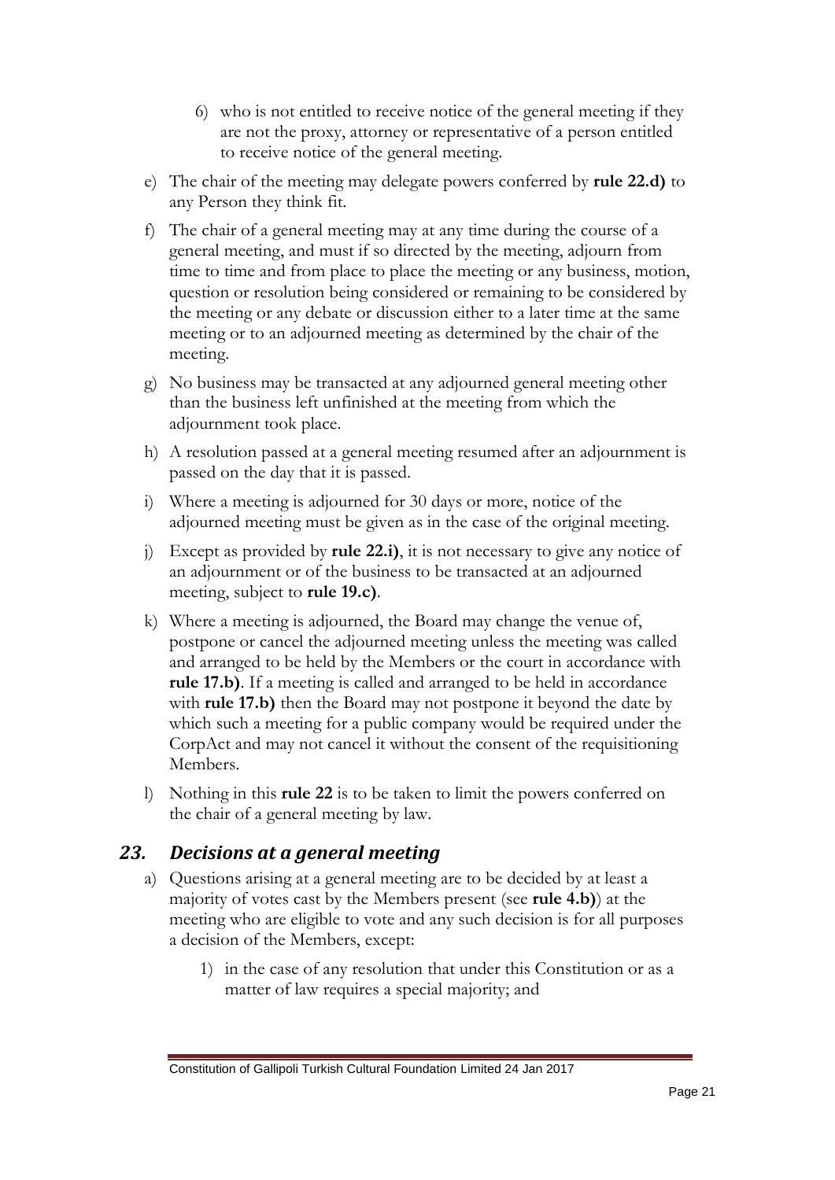6) who is not entitled to receive notice of the general meeting if they are not the proxy, attorney or representative of a person entitled to receive notice of the general meeting.

e) The chair of the meeting may delegate powers conferred by **rule 22.d)** to any Person they think fit.

f) The chair of a general meeting may at any time during the course of a general meeting, and must if so directed by the meeting, adjourn from time to time and from place to place the meeting or any business, motion, question or resolution being considered or remaining to be considered by the meeting or any debate or discussion either to a later time at the same meeting or to an adjourned meeting as determined by the chair of the meeting.

g) No business may be transacted at any adjourned general meeting other than the business left unfinished at the meeting from which the adjournment took place.

h) A resolution passed at a general meeting resumed after an adjournment is passed on the day that it is passed.

i) Where a meeting is adjourned for 30 days or more, notice of the adjourned meeting must be given as in the case of the original meeting.

j) Except as provided by **rule 22.i)**, it is not necessary to give any notice of an adjournment or of the business to be transacted at an adjourned meeting, subject to **rule 19.c)**.

k) Where a meeting is adjourned, the Board may change the venue of, postpone or cancel the adjourned meeting unless the meeting was called and arranged to be held by the Members or the court in accordance with **rule 17.b)**. If a meeting is called and arranged to be held in accordance with **rule 17.b)** then the Board may not postpone it beyond the date by which such a meeting for a public company would be required under the CorpAct and may not cancel it without the consent of the requisitioning Members.

l) Nothing in this **rule 22** is to be taken to limit the powers conferred on the chair of a general meeting by law.

## *23. Decisions at a general meeting*

a) Questions arising at a general meeting are to be decided by at least a majority of votes cast by the Members present (see **rule 4.b)**) at the meeting who are eligible to vote and any such decision is for all purposes a decision of the Members, except:

1) in the case of any resolution that under this Constitution or as a matter of law requires a special majority; and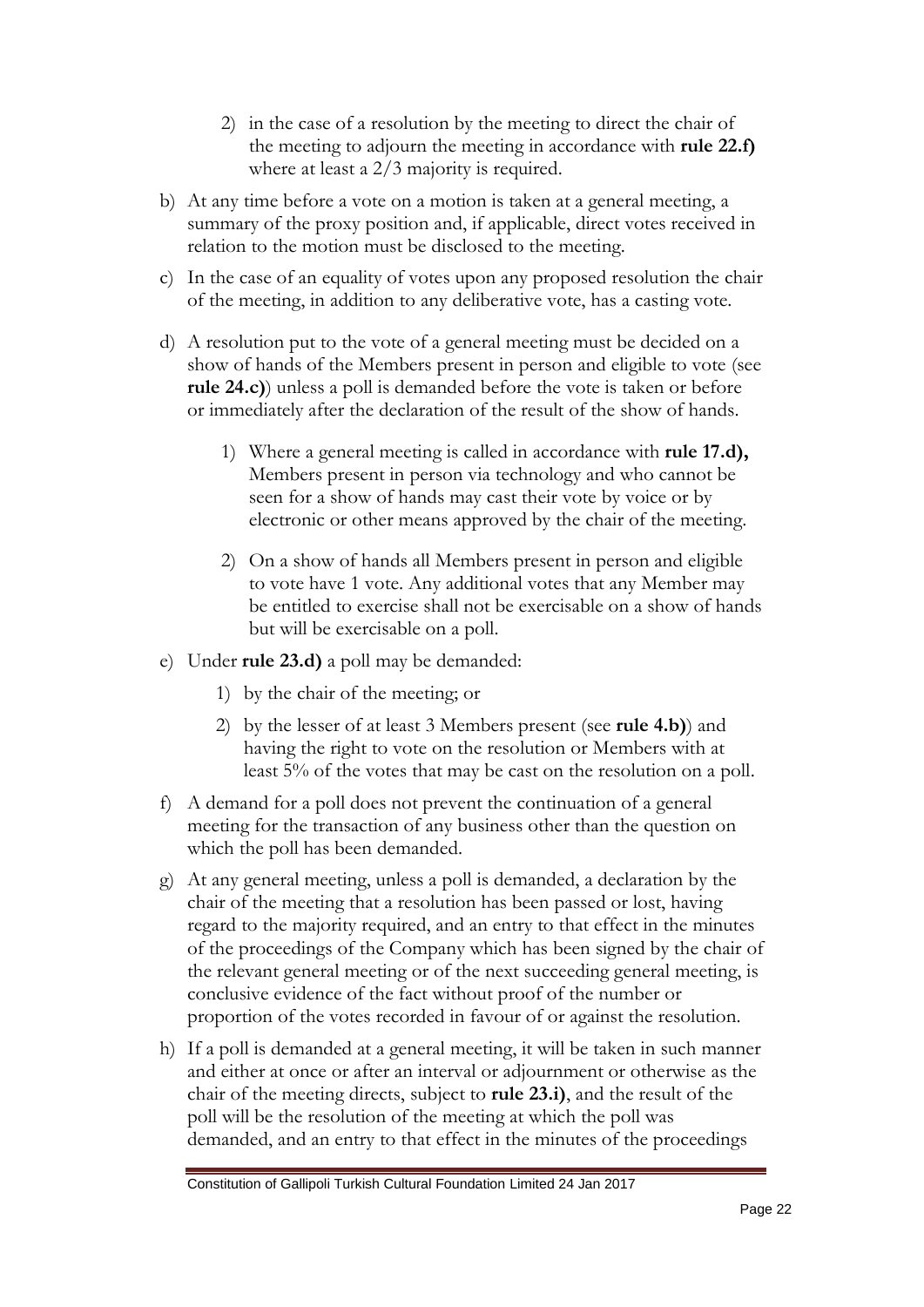2) in the case of a resolution by the meeting to direct the chair of the meeting to adjourn the meeting in accordance with **rule 22.f)** where at least a 2/3 majority is required.

b) At any time before a vote on a motion is taken at a general meeting, a summary of the proxy position and, if applicable, direct votes received in relation to the motion must be disclosed to the meeting.

c) In the case of an equality of votes upon any proposed resolution the chair of the meeting, in addition to any deliberative vote, has a casting vote.

d) A resolution put to the vote of a general meeting must be decided on a show of hands of the Members present in person and eligible to vote (see **rule 24.c)**) unless a poll is demanded before the vote is taken or before or immediately after the declaration of the result of the show of hands.

   1) Where a general meeting is called in accordance with **rule 17.d),** Members present in person via technology and who cannot be seen for a show of hands may cast their vote by voice or by electronic or other means approved by the chair of the meeting.

   2) On a show of hands all Members present in person and eligible to vote have 1 vote. Any additional votes that any Member may be entitled to exercise shall not be exercisable on a show of hands but will be exercisable on a poll.

e) Under **rule 23.d)** a poll may be demanded:

   1) by the chair of the meeting; or

   2) by the lesser of at least 3 Members present (see **rule 4.b)**) and having the right to vote on the resolution or Members with at least 5% of the votes that may be cast on the resolution on a poll.

f) A demand for a poll does not prevent the continuation of a general meeting for the transaction of any business other than the question on which the poll has been demanded.

g) At any general meeting, unless a poll is demanded, a declaration by the chair of the meeting that a resolution has been passed or lost, having regard to the majority required, and an entry to that effect in the minutes of the proceedings of the Company which has been signed by the chair of the relevant general meeting or of the next succeeding general meeting, is conclusive evidence of the fact without proof of the number or proportion of the votes recorded in favour of or against the resolution.

h) If a poll is demanded at a general meeting, it will be taken in such manner and either at once or after an interval or adjournment or otherwise as the chair of the meeting directs, subject to **rule 23.i)**, and the result of the poll will be the resolution of the meeting at which the poll was demanded, and an entry to that effect in the minutes of the proceedings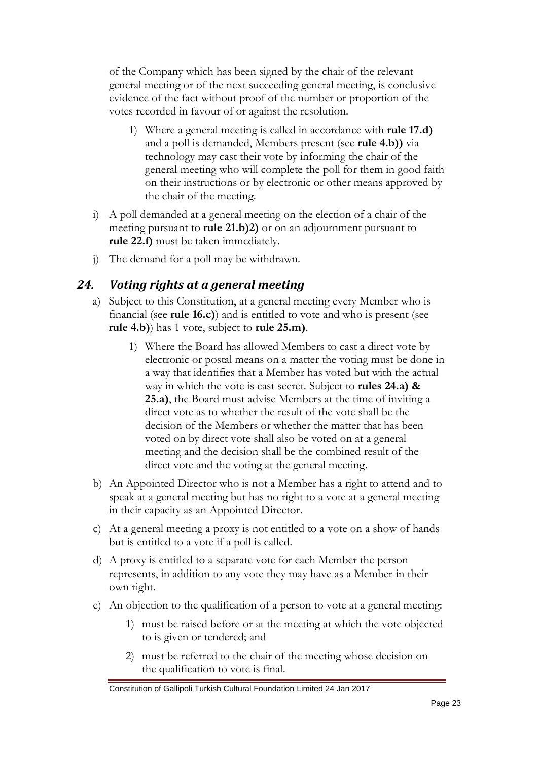of the Company which has been signed by the chair of the relevant general meeting or of the next succeeding general meeting, is conclusive evidence of the fact without proof of the number or proportion of the votes recorded in favour of or against the resolution.

1) Where a general meeting is called in accordance with **rule 17.d)** and a poll is demanded, Members present (see **rule 4.b))** via technology may cast their vote by informing the chair of the general meeting who will complete the poll for them in good faith on their instructions or by electronic or other means approved by the chair of the meeting.

i) A poll demanded at a general meeting on the election of a chair of the meeting pursuant to **rule 21.b)2)** or on an adjournment pursuant to **rule 22.f)** must be taken immediately.

j) The demand for a poll may be withdrawn.

## *24. Voting rights at a general meeting*

a) Subject to this Constitution, at a general meeting every Member who is financial (see **rule 16.c)**) and is entitled to vote and who is present (see **rule 4.b)**) has 1 vote, subject to **rule 25.m)**.

1) Where the Board has allowed Members to cast a direct vote by electronic or postal means on a matter the voting must be done in a way that identifies that a Member has voted but with the actual way in which the vote is cast secret. Subject to **rules 24.a) & 25.a)**, the Board must advise Members at the time of inviting a direct vote as to whether the result of the vote shall be the decision of the Members or whether the matter that has been voted on by direct vote shall also be voted on at a general meeting and the decision shall be the combined result of the direct vote and the voting at the general meeting.

b) An Appointed Director who is not a Member has a right to attend and to speak at a general meeting but has no right to a vote at a general meeting in their capacity as an Appointed Director.

c) At a general meeting a proxy is not entitled to a vote on a show of hands but is entitled to a vote if a poll is called.

d) A proxy is entitled to a separate vote for each Member the person represents, in addition to any vote they may have as a Member in their own right.

e) An objection to the qualification of a person to vote at a general meeting:

1) must be raised before or at the meeting at which the vote objected to is given or tendered; and

2) must be referred to the chair of the meeting whose decision on the qualification to vote is final.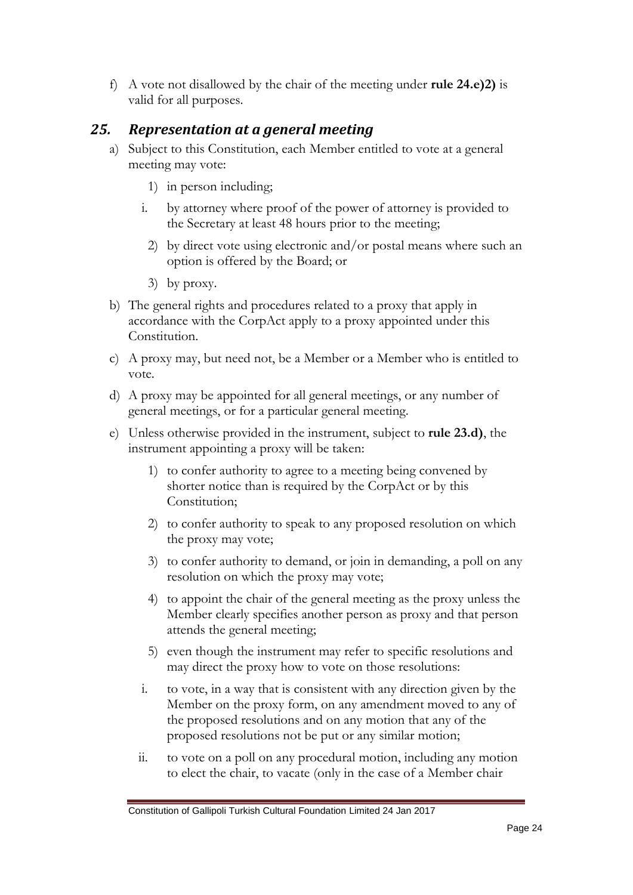f) A vote not disallowed by the chair of the meeting under **rule 24.e)2)** is valid for all purposes.

## *25. Representation at a general meeting*

a) Subject to this Constitution, each Member entitled to vote at a general meeting may vote:

   1) in person including;

   i. by attorney where proof of the power of attorney is provided to the Secretary at least 48 hours prior to the meeting;

   2) by direct vote using electronic and/or postal means where such an option is offered by the Board; or

   3) by proxy.

b) The general rights and procedures related to a proxy that apply in accordance with the CorpAct apply to a proxy appointed under this Constitution.

c) A proxy may, but need not, be a Member or a Member who is entitled to vote.

d) A proxy may be appointed for all general meetings, or any number of general meetings, or for a particular general meeting.

e) Unless otherwise provided in the instrument, subject to **rule 23.d)**, the instrument appointing a proxy will be taken:

   1) to confer authority to agree to a meeting being convened by shorter notice than is required by the CorpAct or by this Constitution;

   2) to confer authority to speak to any proposed resolution on which the proxy may vote;

   3) to confer authority to demand, or join in demanding, a poll on any resolution on which the proxy may vote;

   4) to appoint the chair of the general meeting as the proxy unless the Member clearly specifies another person as proxy and that person attends the general meeting;

   5) even though the instrument may refer to specific resolutions and may direct the proxy how to vote on those resolutions:

   i. to vote, in a way that is consistent with any direction given by the Member on the proxy form, on any amendment moved to any of the proposed resolutions and on any motion that any of the proposed resolutions not be put or any similar motion;

   ii. to vote on a poll on any procedural motion, including any motion to elect the chair, to vacate (only in the case of a Member chair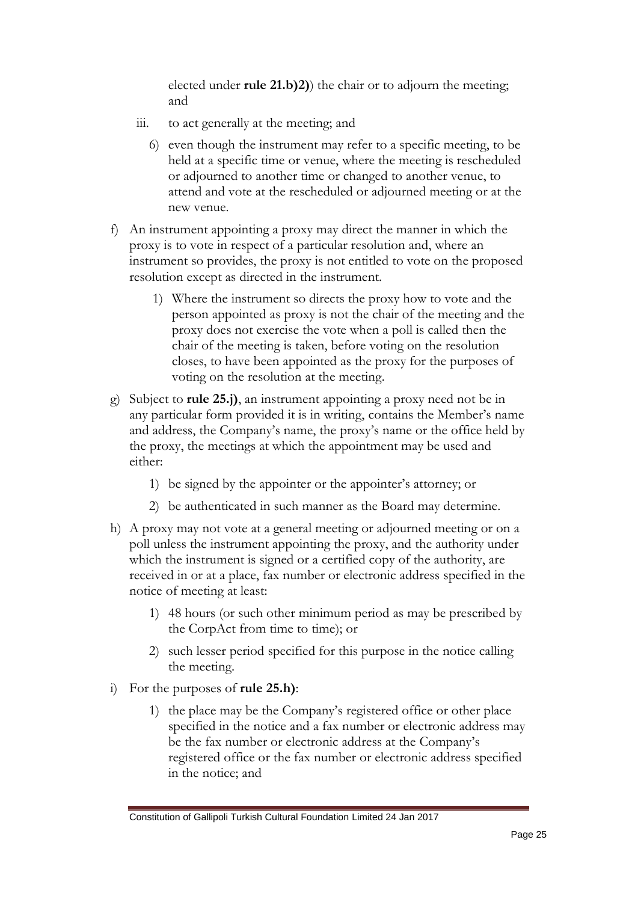elected under **rule 21.b)2)**) the chair or to adjourn the meeting; and

iii. to act generally at the meeting; and

6) even though the instrument may refer to a specific meeting, to be held at a specific time or venue, where the meeting is rescheduled or adjourned to another time or changed to another venue, to attend and vote at the rescheduled or adjourned meeting or at the new venue.

f) An instrument appointing a proxy may direct the manner in which the proxy is to vote in respect of a particular resolution and, where an instrument so provides, the proxy is not entitled to vote on the proposed resolution except as directed in the instrument.

   1) Where the instrument so directs the proxy how to vote and the person appointed as proxy is not the chair of the meeting and the proxy does not exercise the vote when a poll is called then the chair of the meeting is taken, before voting on the resolution closes, to have been appointed as the proxy for the purposes of voting on the resolution at the meeting.

g) Subject to **rule 25.j)**, an instrument appointing a proxy need not be in any particular form provided it is in writing, contains the Member's name and address, the Company's name, the proxy's name or the office held by the proxy, the meetings at which the appointment may be used and either:

   1) be signed by the appointer or the appointer's attorney; or

   2) be authenticated in such manner as the Board may determine.

h) A proxy may not vote at a general meeting or adjourned meeting or on a poll unless the instrument appointing the proxy, and the authority under which the instrument is signed or a certified copy of the authority, are received in or at a place, fax number or electronic address specified in the notice of meeting at least:

   1) 48 hours (or such other minimum period as may be prescribed by the CorpAct from time to time); or

   2) such lesser period specified for this purpose in the notice calling the meeting.

i) For the purposes of **rule 25.h)**:

   1) the place may be the Company's registered office or other place specified in the notice and a fax number or electronic address may be the fax number or electronic address at the Company's registered office or the fax number or electronic address specified in the notice; and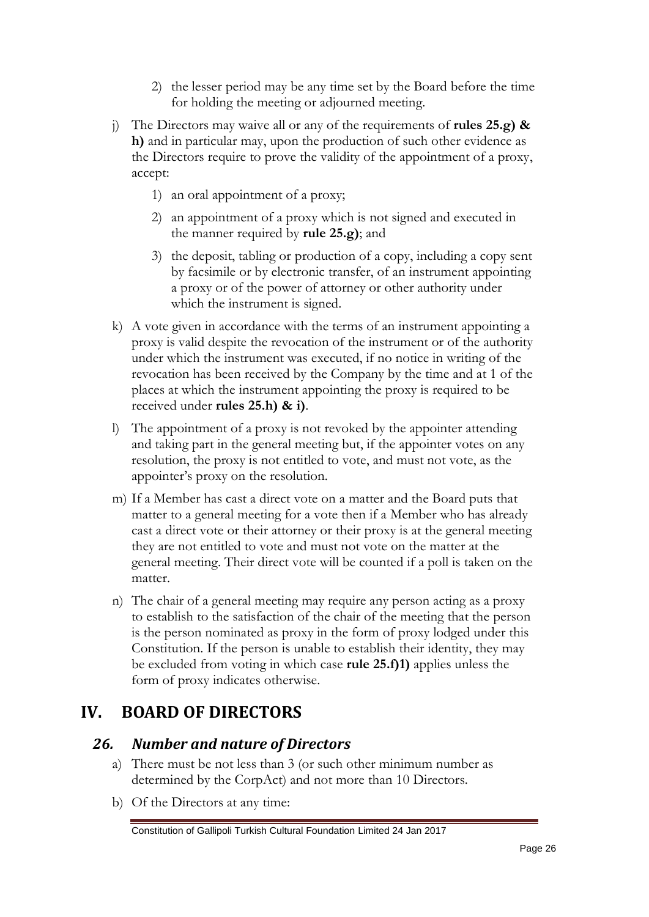2) the lesser period may be any time set by the Board before the time for holding the meeting or adjourned meeting.

j) The Directors may waive all or any of the requirements of **rules 25.g) & h)** and in particular may, upon the production of such other evidence as the Directors require to prove the validity of the appointment of a proxy, accept:

1) an oral appointment of a proxy;

2) an appointment of a proxy which is not signed and executed in the manner required by **rule 25.g)**; and

3) the deposit, tabling or production of a copy, including a copy sent by facsimile or by electronic transfer, of an instrument appointing a proxy or of the power of attorney or other authority under which the instrument is signed.

k) A vote given in accordance with the terms of an instrument appointing a proxy is valid despite the revocation of the instrument or of the authority under which the instrument was executed, if no notice in writing of the revocation has been received by the Company by the time and at 1 of the places at which the instrument appointing the proxy is required to be received under **rules 25.h) & i)**.

l) The appointment of a proxy is not revoked by the appointer attending and taking part in the general meeting but, if the appointer votes on any resolution, the proxy is not entitled to vote, and must not vote, as the appointer's proxy on the resolution.

m) If a Member has cast a direct vote on a matter and the Board puts that matter to a general meeting for a vote then if a Member who has already cast a direct vote or their attorney or their proxy is at the general meeting they are not entitled to vote and must not vote on the matter at the general meeting. Their direct vote will be counted if a poll is taken on the matter.

n) The chair of a general meeting may require any person acting as a proxy to establish to the satisfaction of the chair of the meeting that the person is the person nominated as proxy in the form of proxy lodged under this Constitution. If the person is unable to establish their identity, they may be excluded from voting in which case **rule 25.f)1)** applies unless the form of proxy indicates otherwise.

# IV. BOARD OF DIRECTORS

## *26. Number and nature of Directors*

a) There must be not less than 3 (or such other minimum number as determined by the CorpAct) and not more than 10 Directors.

b) Of the Directors at any time: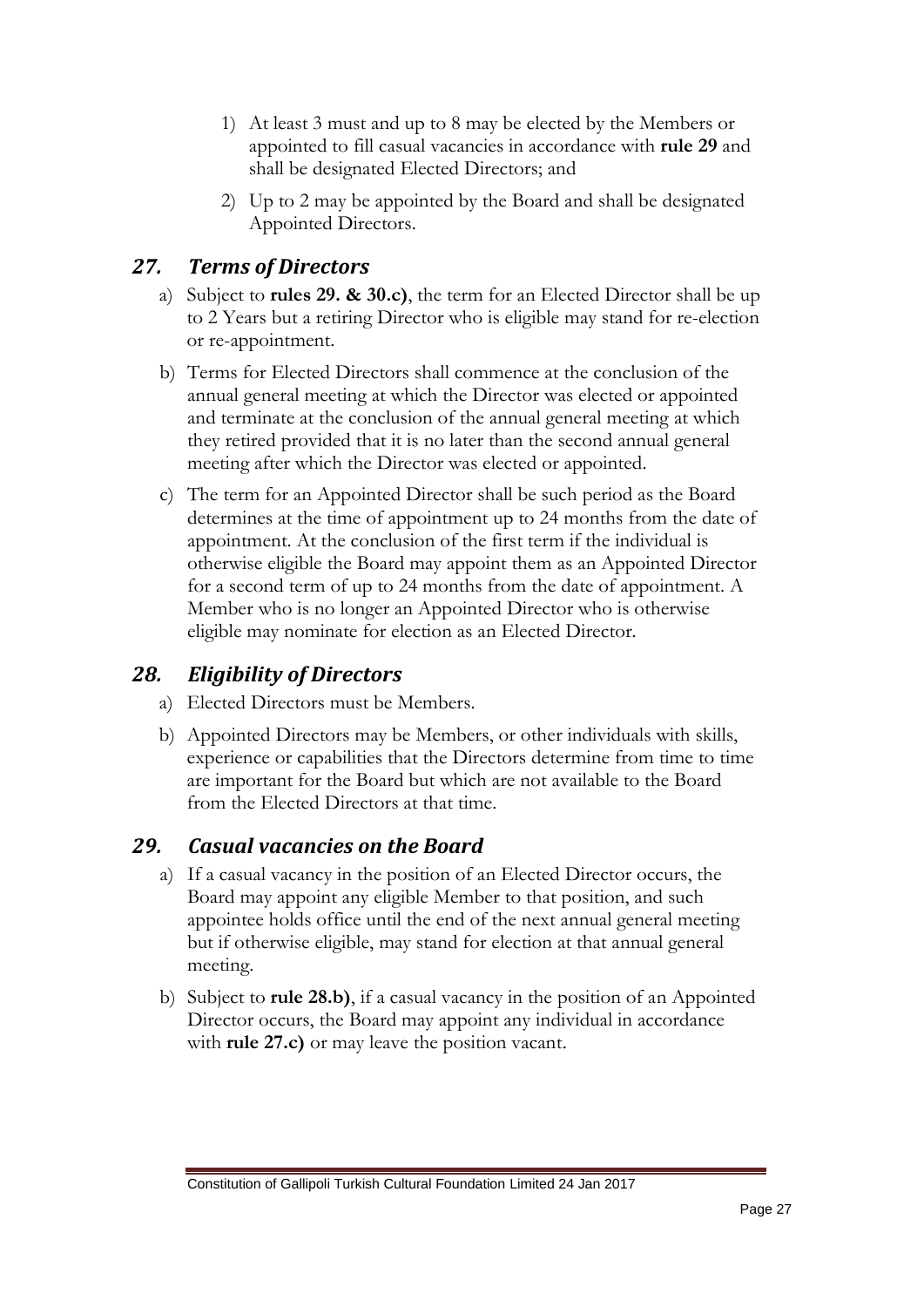1) At least 3 must and up to 8 may be elected by the Members or appointed to fill casual vacancies in accordance with **rule 29** and shall be designated Elected Directors; and

2) Up to 2 may be appointed by the Board and shall be designated Appointed Directors.

## *27. Terms of Directors*

a) Subject to **rules 29. & 30.c)**, the term for an Elected Director shall be up to 2 Years but a retiring Director who is eligible may stand for re-election or re-appointment.

b) Terms for Elected Directors shall commence at the conclusion of the annual general meeting at which the Director was elected or appointed and terminate at the conclusion of the annual general meeting at which they retired provided that it is no later than the second annual general meeting after which the Director was elected or appointed.

c) The term for an Appointed Director shall be such period as the Board determines at the time of appointment up to 24 months from the date of appointment. At the conclusion of the first term if the individual is otherwise eligible the Board may appoint them as an Appointed Director for a second term of up to 24 months from the date of appointment. A Member who is no longer an Appointed Director who is otherwise eligible may nominate for election as an Elected Director.

## *28. Eligibility of Directors*

a) Elected Directors must be Members.

b) Appointed Directors may be Members, or other individuals with skills, experience or capabilities that the Directors determine from time to time are important for the Board but which are not available to the Board from the Elected Directors at that time.

## *29. Casual vacancies on the Board*

a) If a casual vacancy in the position of an Elected Director occurs, the Board may appoint any eligible Member to that position, and such appointee holds office until the end of the next annual general meeting but if otherwise eligible, may stand for election at that annual general meeting.

b) Subject to **rule 28.b)**, if a casual vacancy in the position of an Appointed Director occurs, the Board may appoint any individual in accordance with **rule 27.c)** or may leave the position vacant.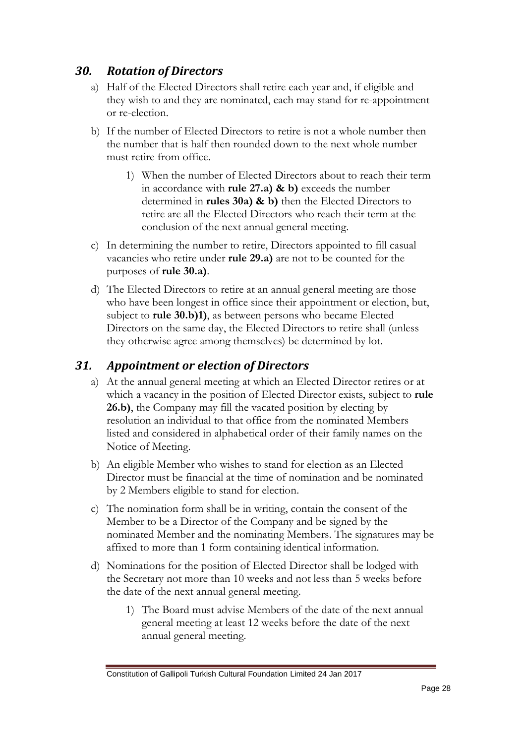## *30. Rotation of Directors*

a) Half of the Elected Directors shall retire each year and, if eligible and they wish to and they are nominated, each may stand for re-appointment or re-election.

b) If the number of Elected Directors to retire is not a whole number then the number that is half then rounded down to the next whole number must retire from office.

   1) When the number of Elected Directors about to reach their term in accordance with **rule 27.a) & b)** exceeds the number determined in **rules 30a) & b)** then the Elected Directors to retire are all the Elected Directors who reach their term at the conclusion of the next annual general meeting.

c) In determining the number to retire, Directors appointed to fill casual vacancies who retire under **rule 29.a)** are not to be counted for the purposes of **rule 30.a)**.

d) The Elected Directors to retire at an annual general meeting are those who have been longest in office since their appointment or election, but, subject to **rule 30.b)1)**, as between persons who became Elected Directors on the same day, the Elected Directors to retire shall (unless they otherwise agree among themselves) be determined by lot.

## *31. Appointment or election of Directors*

a) At the annual general meeting at which an Elected Director retires or at which a vacancy in the position of Elected Director exists, subject to **rule 26.b)**, the Company may fill the vacated position by electing by resolution an individual to that office from the nominated Members listed and considered in alphabetical order of their family names on the Notice of Meeting.

b) An eligible Member who wishes to stand for election as an Elected Director must be financial at the time of nomination and be nominated by 2 Members eligible to stand for election.

c) The nomination form shall be in writing, contain the consent of the Member to be a Director of the Company and be signed by the nominated Member and the nominating Members. The signatures may be affixed to more than 1 form containing identical information.

d) Nominations for the position of Elected Director shall be lodged with the Secretary not more than 10 weeks and not less than 5 weeks before the date of the next annual general meeting.

   1) The Board must advise Members of the date of the next annual general meeting at least 12 weeks before the date of the next annual general meeting.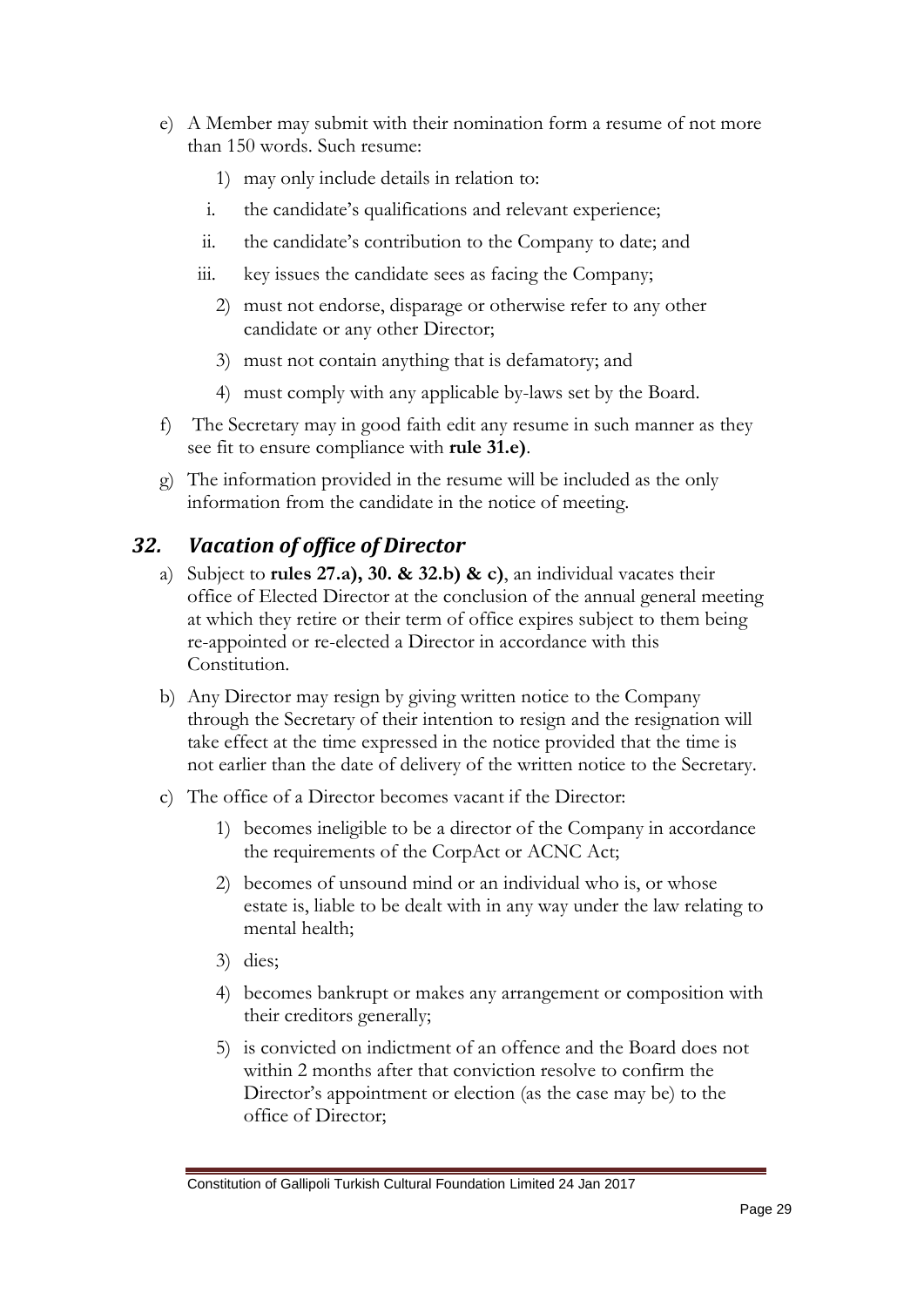e) A Member may submit with their nomination form a resume of not more than 150 words. Such resume:

   1) may only include details in relation to:

      i. the candidate's qualifications and relevant experience;

      ii. the candidate's contribution to the Company to date; and

      iii. key issues the candidate sees as facing the Company;

   2) must not endorse, disparage or otherwise refer to any other candidate or any other Director;

   3) must not contain anything that is defamatory; and

   4) must comply with any applicable by-laws set by the Board.

f) The Secretary may in good faith edit any resume in such manner as they see fit to ensure compliance with **rule 31.e)**.

g) The information provided in the resume will be included as the only information from the candidate in the notice of meeting.

## *32. Vacation of office of Director*

a) Subject to **rules 27.a), 30. & 32.b) & c)**, an individual vacates their office of Elected Director at the conclusion of the annual general meeting at which they retire or their term of office expires subject to them being re-appointed or re-elected a Director in accordance with this Constitution.

b) Any Director may resign by giving written notice to the Company through the Secretary of their intention to resign and the resignation will take effect at the time expressed in the notice provided that the time is not earlier than the date of delivery of the written notice to the Secretary.

c) The office of a Director becomes vacant if the Director:

   1) becomes ineligible to be a director of the Company in accordance the requirements of the CorpAct or ACNC Act;

   2) becomes of unsound mind or an individual who is, or whose estate is, liable to be dealt with in any way under the law relating to mental health;

   3) dies;

   4) becomes bankrupt or makes any arrangement or composition with their creditors generally;

   5) is convicted on indictment of an offence and the Board does not within 2 months after that conviction resolve to confirm the Director's appointment or election (as the case may be) to the office of Director;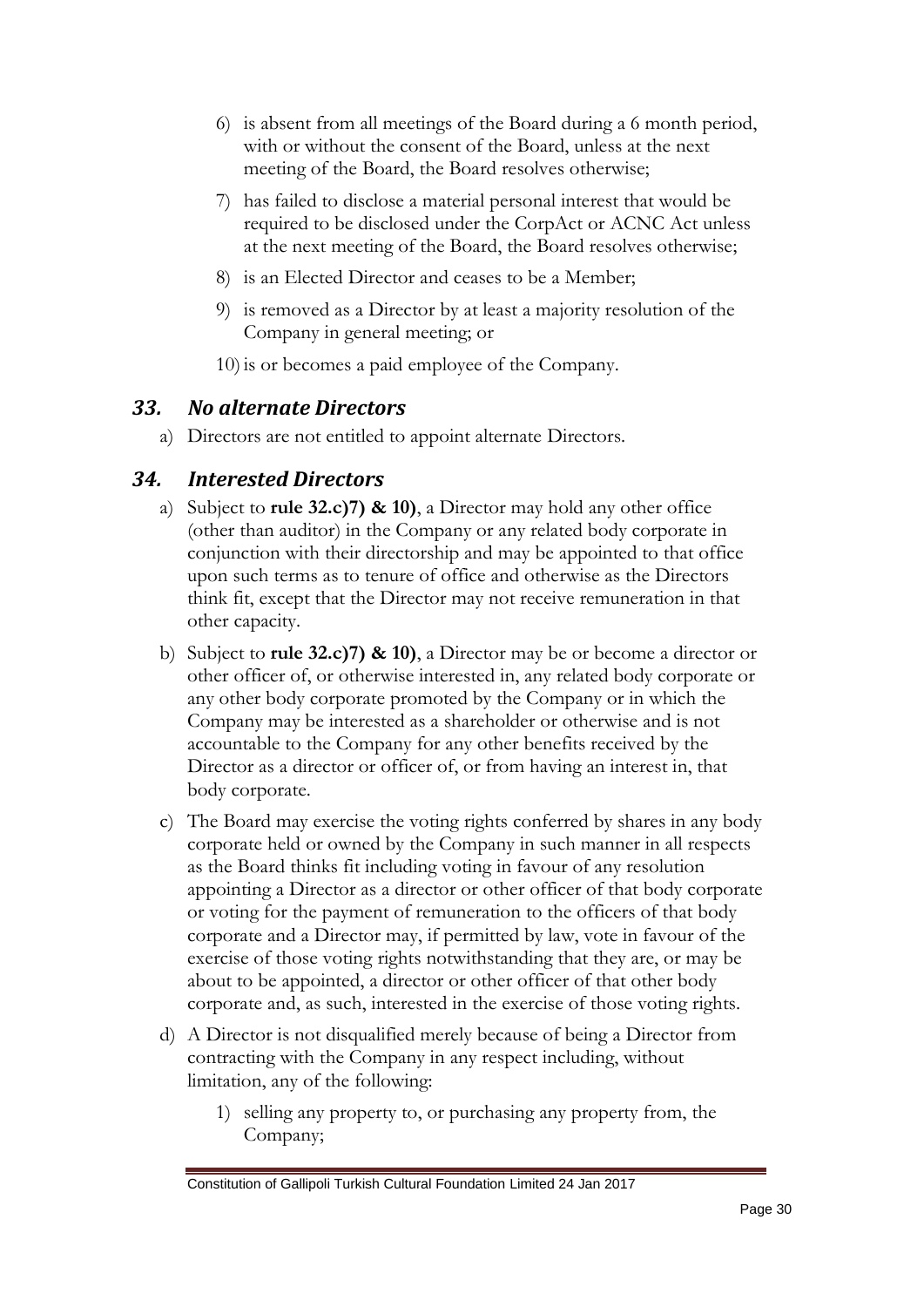6) is absent from all meetings of the Board during a 6 month period, with or without the consent of the Board, unless at the next meeting of the Board, the Board resolves otherwise;

7) has failed to disclose a material personal interest that would be required to be disclosed under the CorpAct or ACNC Act unless at the next meeting of the Board, the Board resolves otherwise;

8) is an Elected Director and ceases to be a Member;

9) is removed as a Director by at least a majority resolution of the Company in general meeting; or

10) is or becomes a paid employee of the Company.

## *33. No alternate Directors*

a) Directors are not entitled to appoint alternate Directors.

## *34. Interested Directors*

a) Subject to **rule 32.c)7) & 10)**, a Director may hold any other office (other than auditor) in the Company or any related body corporate in conjunction with their directorship and may be appointed to that office upon such terms as to tenure of office and otherwise as the Directors think fit, except that the Director may not receive remuneration in that other capacity.

b) Subject to **rule 32.c)7) & 10)**, a Director may be or become a director or other officer of, or otherwise interested in, any related body corporate or any other body corporate promoted by the Company or in which the Company may be interested as a shareholder or otherwise and is not accountable to the Company for any other benefits received by the Director as a director or officer of, or from having an interest in, that body corporate.

c) The Board may exercise the voting rights conferred by shares in any body corporate held or owned by the Company in such manner in all respects as the Board thinks fit including voting in favour of any resolution appointing a Director as a director or other officer of that body corporate or voting for the payment of remuneration to the officers of that body corporate and a Director may, if permitted by law, vote in favour of the exercise of those voting rights notwithstanding that they are, or may be about to be appointed, a director or other officer of that other body corporate and, as such, interested in the exercise of those voting rights.

d) A Director is not disqualified merely because of being a Director from contracting with the Company in any respect including, without limitation, any of the following:

   1) selling any property to, or purchasing any property from, the Company;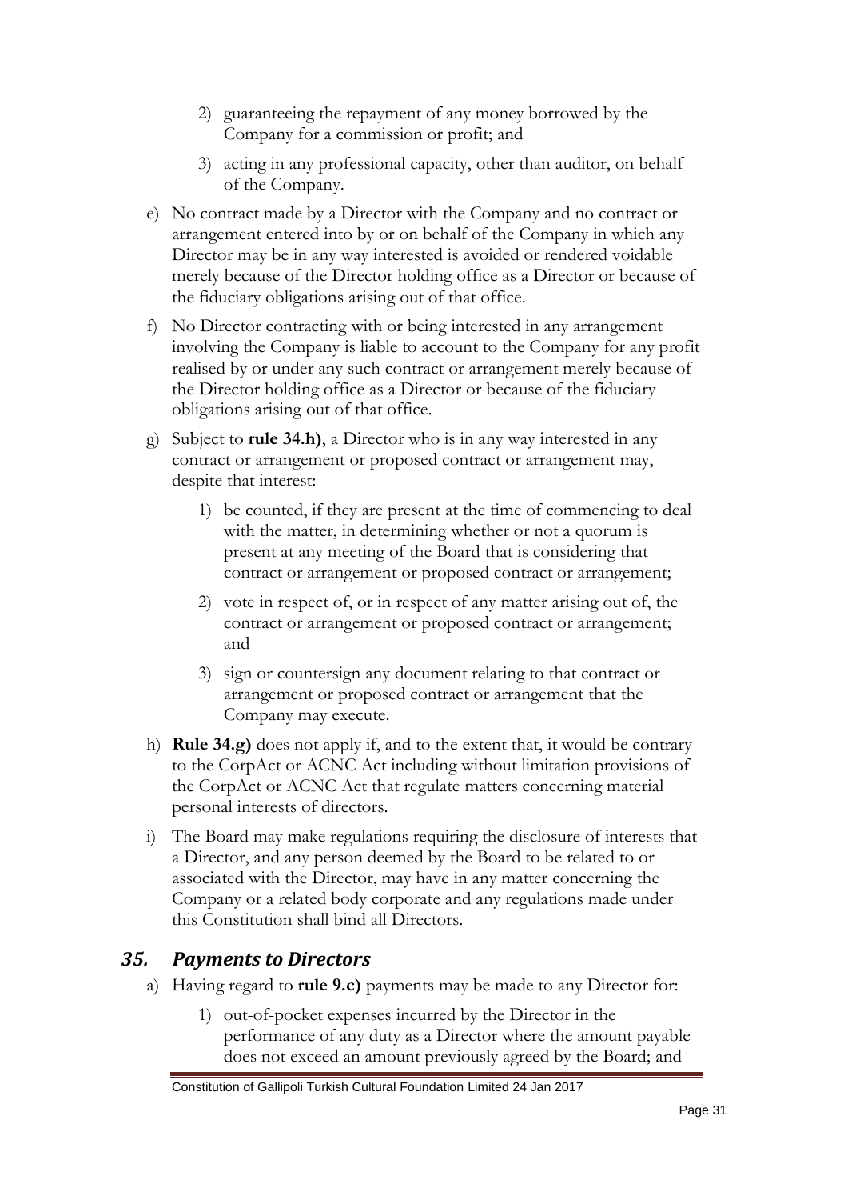2) guaranteeing the repayment of any money borrowed by the Company for a commission or profit; and

3) acting in any professional capacity, other than auditor, on behalf of the Company.

e) No contract made by a Director with the Company and no contract or arrangement entered into by or on behalf of the Company in which any Director may be in any way interested is avoided or rendered voidable merely because of the Director holding office as a Director or because of the fiduciary obligations arising out of that office.

f) No Director contracting with or being interested in any arrangement involving the Company is liable to account to the Company for any profit realised by or under any such contract or arrangement merely because of the Director holding office as a Director or because of the fiduciary obligations arising out of that office.

g) Subject to **rule 34.h)**, a Director who is in any way interested in any contract or arrangement or proposed contract or arrangement may, despite that interest:

1) be counted, if they are present at the time of commencing to deal with the matter, in determining whether or not a quorum is present at any meeting of the Board that is considering that contract or arrangement or proposed contract or arrangement;

2) vote in respect of, or in respect of any matter arising out of, the contract or arrangement or proposed contract or arrangement; and

3) sign or countersign any document relating to that contract or arrangement or proposed contract or arrangement that the Company may execute.

h) **Rule 34.g)** does not apply if, and to the extent that, it would be contrary to the CorpAct or ACNC Act including without limitation provisions of the CorpAct or ACNC Act that regulate matters concerning material personal interests of directors.

i) The Board may make regulations requiring the disclosure of interests that a Director, and any person deemed by the Board to be related to or associated with the Director, may have in any matter concerning the Company or a related body corporate and any regulations made under this Constitution shall bind all Directors.

## *35. Payments to Directors*

a) Having regard to **rule 9.c)** payments may be made to any Director for:

1) out-of-pocket expenses incurred by the Director in the performance of any duty as a Director where the amount payable does not exceed an amount previously agreed by the Board; and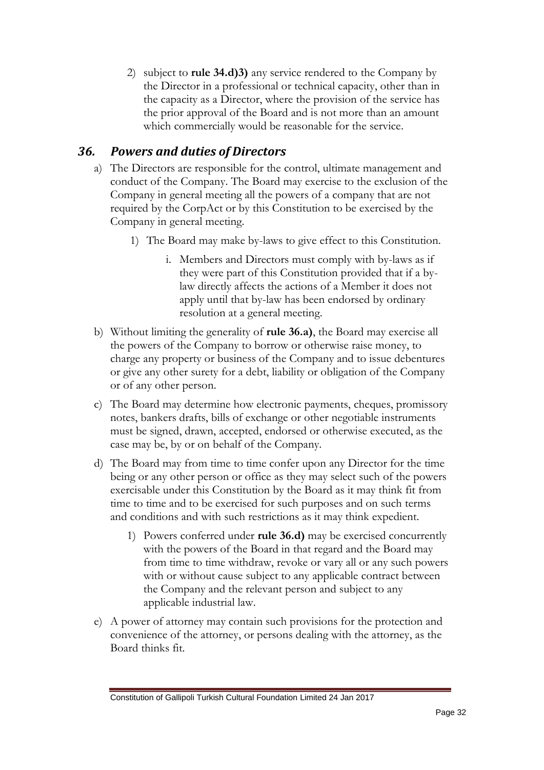2) subject to **rule 34.d)3)** any service rendered to the Company by the Director in a professional or technical capacity, other than in the capacity as a Director, where the provision of the service has the prior approval of the Board and is not more than an amount which commercially would be reasonable for the service.

## *36. Powers and duties of Directors*

a) The Directors are responsible for the control, ultimate management and conduct of the Company. The Board may exercise to the exclusion of the Company in general meeting all the powers of a company that are not required by the CorpAct or by this Constitution to be exercised by the Company in general meeting.

   1) The Board may make by-laws to give effect to this Constitution.

      i. Members and Directors must comply with by-laws as if they were part of this Constitution provided that if a by-law directly affects the actions of a Member it does not apply until that by-law has been endorsed by ordinary resolution at a general meeting.

b) Without limiting the generality of **rule 36.a)**, the Board may exercise all the powers of the Company to borrow or otherwise raise money, to charge any property or business of the Company and to issue debentures or give any other surety for a debt, liability or obligation of the Company or of any other person.

c) The Board may determine how electronic payments, cheques, promissory notes, bankers drafts, bills of exchange or other negotiable instruments must be signed, drawn, accepted, endorsed or otherwise executed, as the case may be, by or on behalf of the Company.

d) The Board may from time to time confer upon any Director for the time being or any other person or office as they may select such of the powers exercisable under this Constitution by the Board as it may think fit from time to time and to be exercised for such purposes and on such terms and conditions and with such restrictions as it may think expedient.

   1) Powers conferred under **rule 36.d)** may be exercised concurrently with the powers of the Board in that regard and the Board may from time to time withdraw, revoke or vary all or any such powers with or without cause subject to any applicable contract between the Company and the relevant person and subject to any applicable industrial law.

e) A power of attorney may contain such provisions for the protection and convenience of the attorney, or persons dealing with the attorney, as the Board thinks fit.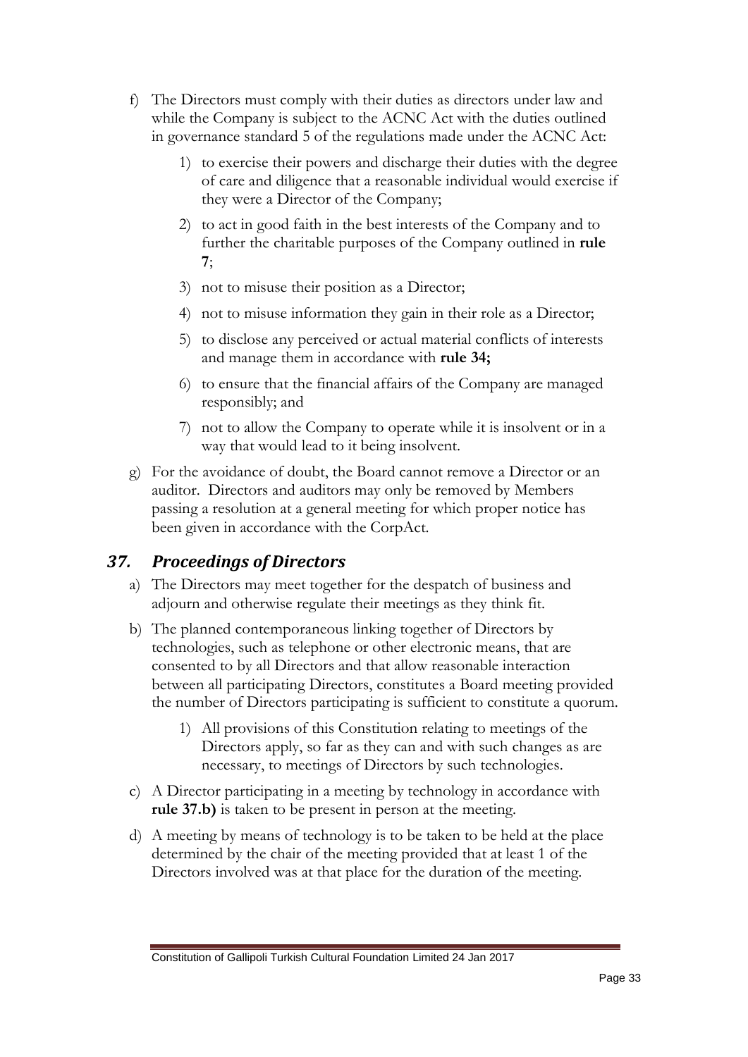f) The Directors must comply with their duties as directors under law and while the Company is subject to the ACNC Act with the duties outlined in governance standard 5 of the regulations made under the ACNC Act:

    1) to exercise their powers and discharge their duties with the degree of care and diligence that a reasonable individual would exercise if they were a Director of the Company;

    2) to act in good faith in the best interests of the Company and to further the charitable purposes of the Company outlined in **rule 7**;

    3) not to misuse their position as a Director;

    4) not to misuse information they gain in their role as a Director;

    5) to disclose any perceived or actual material conflicts of interests and manage them in accordance with **rule 34;**

    6) to ensure that the financial affairs of the Company are managed responsibly; and

    7) not to allow the Company to operate while it is insolvent or in a way that would lead to it being insolvent.

g) For the avoidance of doubt, the Board cannot remove a Director or an auditor. Directors and auditors may only be removed by Members passing a resolution at a general meeting for which proper notice has been given in accordance with the CorpAct.

## *37. Proceedings of Directors*

a) The Directors may meet together for the despatch of business and adjourn and otherwise regulate their meetings as they think fit.

b) The planned contemporaneous linking together of Directors by technologies, such as telephone or other electronic means, that are consented to by all Directors and that allow reasonable interaction between all participating Directors, constitutes a Board meeting provided the number of Directors participating is sufficient to constitute a quorum.

    1) All provisions of this Constitution relating to meetings of the Directors apply, so far as they can and with such changes as are necessary, to meetings of Directors by such technologies.

c) A Director participating in a meeting by technology in accordance with **rule 37.b)** is taken to be present in person at the meeting.

d) A meeting by means of technology is to be taken to be held at the place determined by the chair of the meeting provided that at least 1 of the Directors involved was at that place for the duration of the meeting.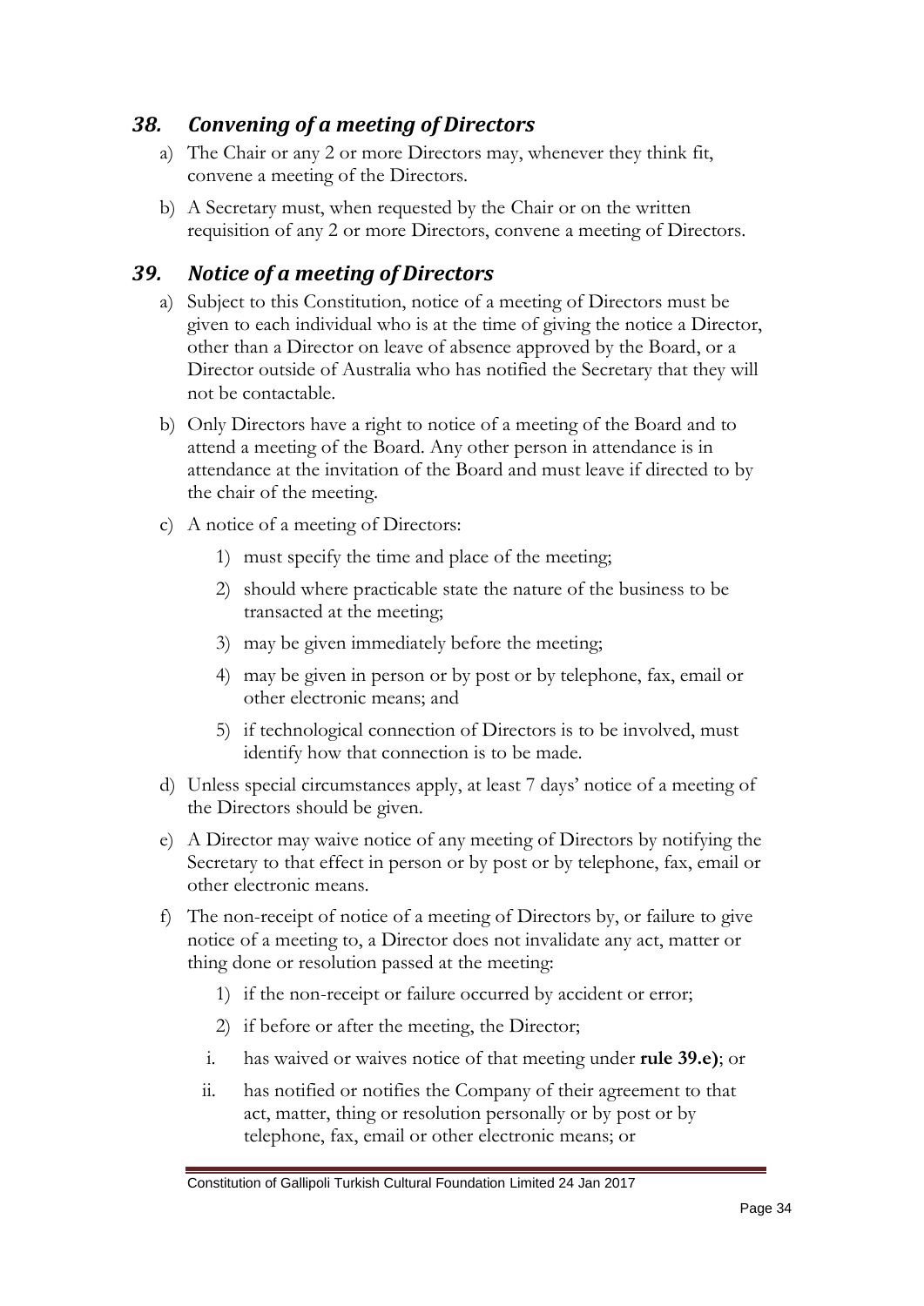## *38. Convening of a meeting of Directors*

a) The Chair or any 2 or more Directors may, whenever they think fit, convene a meeting of the Directors.

b) A Secretary must, when requested by the Chair or on the written requisition of any 2 or more Directors, convene a meeting of Directors.

## *39. Notice of a meeting of Directors*

a) Subject to this Constitution, notice of a meeting of Directors must be given to each individual who is at the time of giving the notice a Director, other than a Director on leave of absence approved by the Board, or a Director outside of Australia who has notified the Secretary that they will not be contactable.

b) Only Directors have a right to notice of a meeting of the Board and to attend a meeting of the Board. Any other person in attendance is in attendance at the invitation of the Board and must leave if directed to by the chair of the meeting.

c) A notice of a meeting of Directors:

1) must specify the time and place of the meeting;
2) should where practicable state the nature of the business to be transacted at the meeting;
3) may be given immediately before the meeting;
4) may be given in person or by post or by telephone, fax, email or other electronic means; and
5) if technological connection of Directors is to be involved, must identify how that connection is to be made.

d) Unless special circumstances apply, at least 7 days' notice of a meeting of the Directors should be given.

e) A Director may waive notice of any meeting of Directors by notifying the Secretary to that effect in person or by post or by telephone, fax, email or other electronic means.

f) The non-receipt of notice of a meeting of Directors by, or failure to give notice of a meeting to, a Director does not invalidate any act, matter or thing done or resolution passed at the meeting:

1) if the non-receipt or failure occurred by accident or error;
2) if before or after the meeting, the Director;

i. has waived or waives notice of that meeting under **rule 39.e)**; or

ii. has notified or notifies the Company of their agreement to that act, matter, thing or resolution personally or by post or by telephone, fax, email or other electronic means; or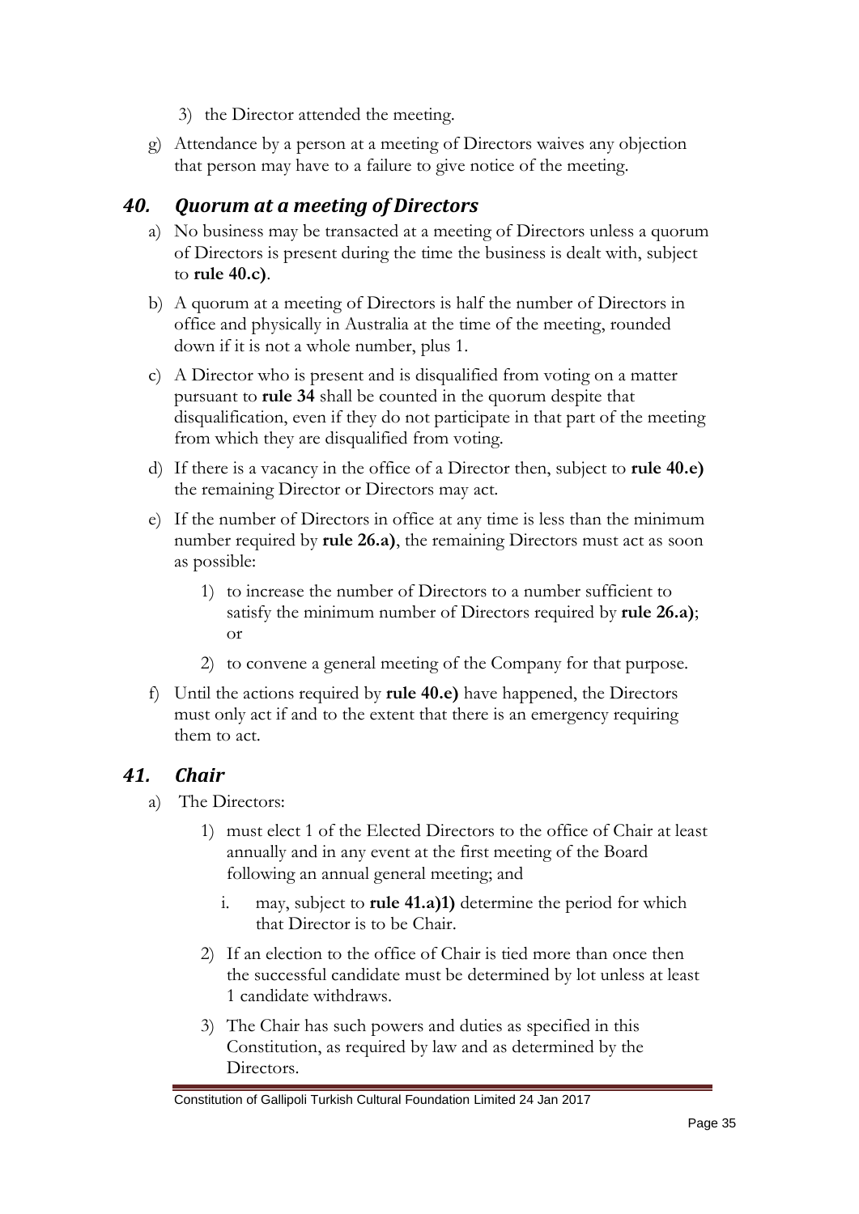3) the Director attended the meeting.

g) Attendance by a person at a meeting of Directors waives any objection that person may have to a failure to give notice of the meeting.

## *40. Quorum at a meeting of Directors*

a) No business may be transacted at a meeting of Directors unless a quorum of Directors is present during the time the business is dealt with, subject to **rule 40.c)**.

b) A quorum at a meeting of Directors is half the number of Directors in office and physically in Australia at the time of the meeting, rounded down if it is not a whole number, plus 1.

c) A Director who is present and is disqualified from voting on a matter pursuant to **rule 34** shall be counted in the quorum despite that disqualification, even if they do not participate in that part of the meeting from which they are disqualified from voting.

d) If there is a vacancy in the office of a Director then, subject to **rule 40.e)** the remaining Director or Directors may act.

e) If the number of Directors in office at any time is less than the minimum number required by **rule 26.a)**, the remaining Directors must act as soon as possible:

   1) to increase the number of Directors to a number sufficient to satisfy the minimum number of Directors required by **rule 26.a)**; or

   2) to convene a general meeting of the Company for that purpose.

f) Until the actions required by **rule 40.e)** have happened, the Directors must only act if and to the extent that there is an emergency requiring them to act.

## *41. Chair*

a) The Directors:

   1) must elect 1 of the Elected Directors to the office of Chair at least annually and in any event at the first meeting of the Board following an annual general meeting; and

      i. may, subject to **rule 41.a)1)** determine the period for which that Director is to be Chair.

   2) If an election to the office of Chair is tied more than once then the successful candidate must be determined by lot unless at least 1 candidate withdraws.

   3) The Chair has such powers and duties as specified in this Constitution, as required by law and as determined by the Directors.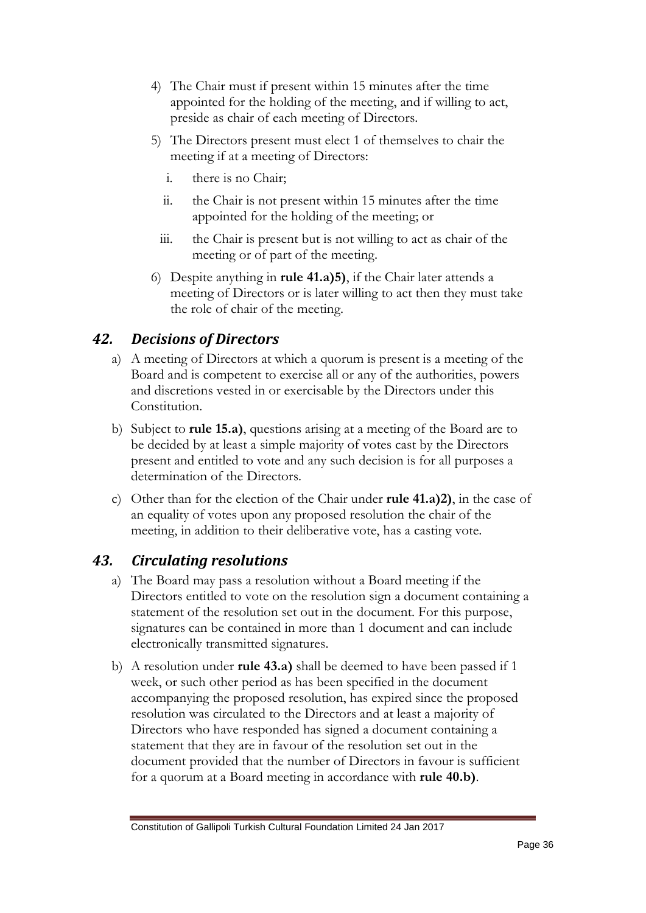4) The Chair must if present within 15 minutes after the time appointed for the holding of the meeting, and if willing to act, preside as chair of each meeting of Directors.

5) The Directors present must elect 1 of themselves to chair the meeting if at a meeting of Directors:

   i. there is no Chair;

   ii. the Chair is not present within 15 minutes after the time appointed for the holding of the meeting; or

   iii. the Chair is present but is not willing to act as chair of the meeting or of part of the meeting.

6) Despite anything in **rule 41.a)5)**, if the Chair later attends a meeting of Directors or is later willing to act then they must take the role of chair of the meeting.

## *42. Decisions of Directors*

a) A meeting of Directors at which a quorum is present is a meeting of the Board and is competent to exercise all or any of the authorities, powers and discretions vested in or exercisable by the Directors under this Constitution.

b) Subject to **rule 15.a)**, questions arising at a meeting of the Board are to be decided by at least a simple majority of votes cast by the Directors present and entitled to vote and any such decision is for all purposes a determination of the Directors.

c) Other than for the election of the Chair under **rule 41.a)2)**, in the case of an equality of votes upon any proposed resolution the chair of the meeting, in addition to their deliberative vote, has a casting vote.

## *43. Circulating resolutions*

a) The Board may pass a resolution without a Board meeting if the Directors entitled to vote on the resolution sign a document containing a statement of the resolution set out in the document. For this purpose, signatures can be contained in more than 1 document and can include electronically transmitted signatures.

b) A resolution under **rule 43.a)** shall be deemed to have been passed if 1 week, or such other period as has been specified in the document accompanying the proposed resolution, has expired since the proposed resolution was circulated to the Directors and at least a majority of Directors who have responded has signed a document containing a statement that they are in favour of the resolution set out in the document provided that the number of Directors in favour is sufficient for a quorum at a Board meeting in accordance with **rule 40.b)**.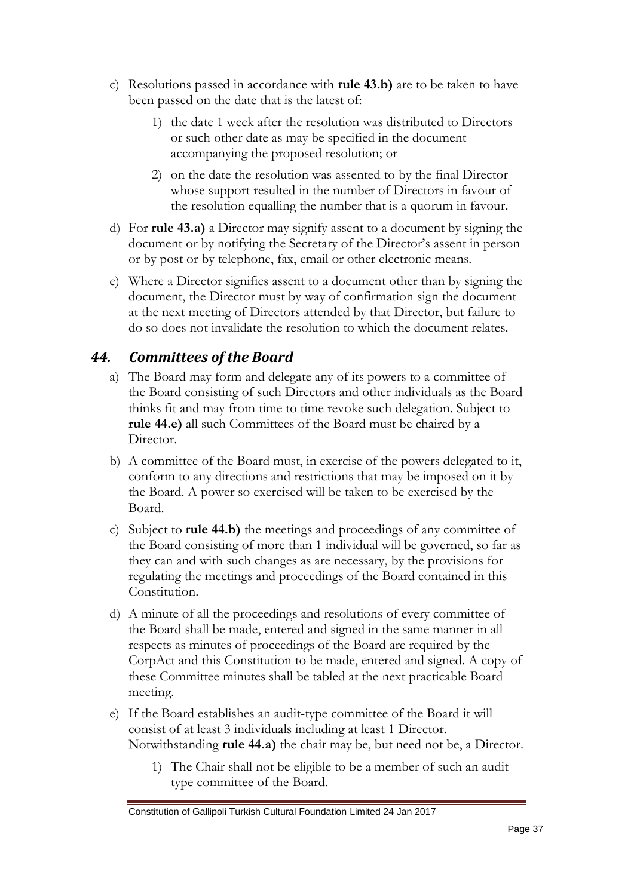c) Resolutions passed in accordance with **rule 43.b)** are to be taken to have been passed on the date that is the latest of:

   1) the date 1 week after the resolution was distributed to Directors or such other date as may be specified in the document accompanying the proposed resolution; or

   2) on the date the resolution was assented to by the final Director whose support resulted in the number of Directors in favour of the resolution equalling the number that is a quorum in favour.

d) For **rule 43.a)** a Director may signify assent to a document by signing the document or by notifying the Secretary of the Director's assent in person or by post or by telephone, fax, email or other electronic means.

e) Where a Director signifies assent to a document other than by signing the document, the Director must by way of confirmation sign the document at the next meeting of Directors attended by that Director, but failure to do so does not invalidate the resolution to which the document relates.

## *44. Committees of the Board*

a) The Board may form and delegate any of its powers to a committee of the Board consisting of such Directors and other individuals as the Board thinks fit and may from time to time revoke such delegation. Subject to **rule 44.e)** all such Committees of the Board must be chaired by a Director.

b) A committee of the Board must, in exercise of the powers delegated to it, conform to any directions and restrictions that may be imposed on it by the Board. A power so exercised will be taken to be exercised by the Board.

c) Subject to **rule 44.b)** the meetings and proceedings of any committee of the Board consisting of more than 1 individual will be governed, so far as they can and with such changes as are necessary, by the provisions for regulating the meetings and proceedings of the Board contained in this Constitution.

d) A minute of all the proceedings and resolutions of every committee of the Board shall be made, entered and signed in the same manner in all respects as minutes of proceedings of the Board are required by the CorpAct and this Constitution to be made, entered and signed. A copy of these Committee minutes shall be tabled at the next practicable Board meeting.

e) If the Board establishes an audit-type committee of the Board it will consist of at least 3 individuals including at least 1 Director. Notwithstanding **rule 44.a)** the chair may be, but need not be, a Director.

   1) The Chair shall not be eligible to be a member of such an audit-type committee of the Board.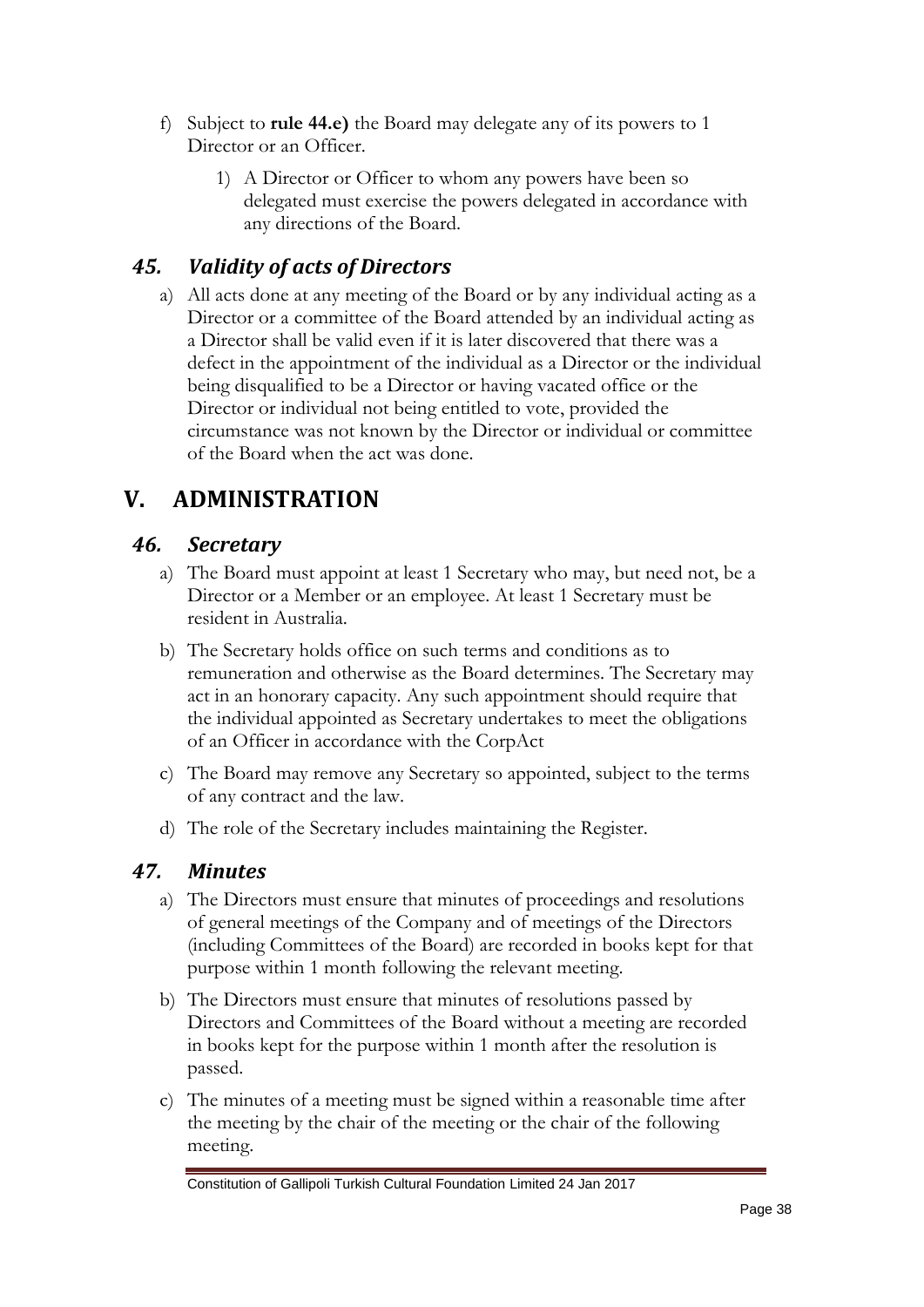f) Subject to **rule 44.e)** the Board may delegate any of its powers to 1 Director or an Officer.

    1) A Director or Officer to whom any powers have been so delegated must exercise the powers delegated in accordance with any directions of the Board.

### *45. Validity of acts of Directors*

a) All acts done at any meeting of the Board or by any individual acting as a Director or a committee of the Board attended by an individual acting as a Director shall be valid even if it is later discovered that there was a defect in the appointment of the individual as a Director or the individual being disqualified to be a Director or having vacated office or the Director or individual not being entitled to vote, provided the circumstance was not known by the Director or individual or committee of the Board when the act was done.

## V. ADMINISTRATION

### *46. Secretary*

a) The Board must appoint at least 1 Secretary who may, but need not, be a Director or a Member or an employee. At least 1 Secretary must be resident in Australia.

b) The Secretary holds office on such terms and conditions as to remuneration and otherwise as the Board determines. The Secretary may act in an honorary capacity. Any such appointment should require that the individual appointed as Secretary undertakes to meet the obligations of an Officer in accordance with the CorpAct

c) The Board may remove any Secretary so appointed, subject to the terms of any contract and the law.

d) The role of the Secretary includes maintaining the Register.

### *47. Minutes*

a) The Directors must ensure that minutes of proceedings and resolutions of general meetings of the Company and of meetings of the Directors (including Committees of the Board) are recorded in books kept for that purpose within 1 month following the relevant meeting.

b) The Directors must ensure that minutes of resolutions passed by Directors and Committees of the Board without a meeting are recorded in books kept for the purpose within 1 month after the resolution is passed.

c) The minutes of a meeting must be signed within a reasonable time after the meeting by the chair of the meeting or the chair of the following meeting.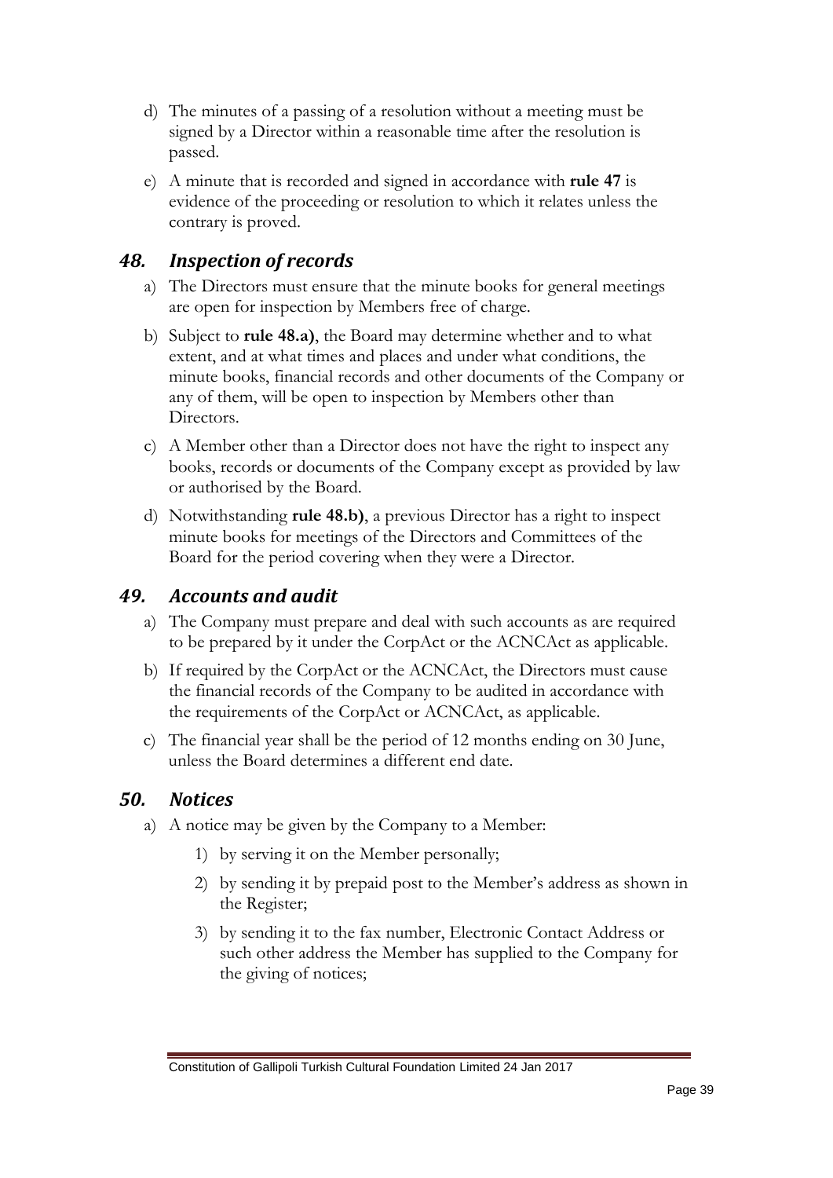d) The minutes of a passing of a resolution without a meeting must be signed by a Director within a reasonable time after the resolution is passed.

e) A minute that is recorded and signed in accordance with **rule 47** is evidence of the proceeding or resolution to which it relates unless the contrary is proved.

## *48. Inspection of records*

a) The Directors must ensure that the minute books for general meetings are open for inspection by Members free of charge.

b) Subject to **rule 48.a)**, the Board may determine whether and to what extent, and at what times and places and under what conditions, the minute books, financial records and other documents of the Company or any of them, will be open to inspection by Members other than Directors.

c) A Member other than a Director does not have the right to inspect any books, records or documents of the Company except as provided by law or authorised by the Board.

d) Notwithstanding **rule 48.b)**, a previous Director has a right to inspect minute books for meetings of the Directors and Committees of the Board for the period covering when they were a Director.

## *49. Accounts and audit*

a) The Company must prepare and deal with such accounts as are required to be prepared by it under the CorpAct or the ACNCAct as applicable.

b) If required by the CorpAct or the ACNCAct, the Directors must cause the financial records of the Company to be audited in accordance with the requirements of the CorpAct or ACNCAct, as applicable.

c) The financial year shall be the period of 12 months ending on 30 June, unless the Board determines a different end date.

## *50. Notices*

a) A notice may be given by the Company to a Member:

   1) by serving it on the Member personally;

   2) by sending it by prepaid post to the Member's address as shown in the Register;

   3) by sending it to the fax number, Electronic Contact Address or such other address the Member has supplied to the Company for the giving of notices;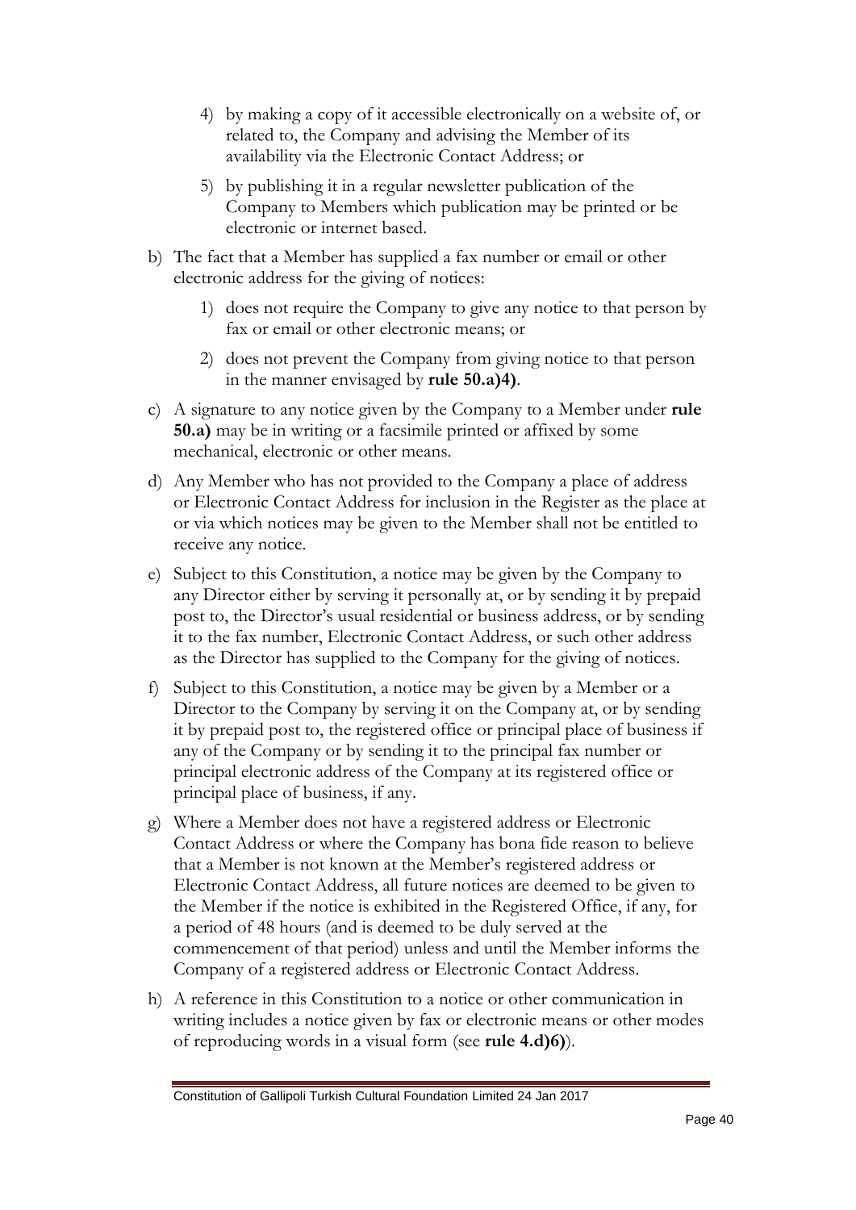4) by making a copy of it accessible electronically on a website of, or related to, the Company and advising the Member of its availability via the Electronic Contact Address; or

5) by publishing it in a regular newsletter publication of the Company to Members which publication may be printed or be electronic or internet based.

b) The fact that a Member has supplied a fax number or email or other electronic address for the giving of notices:

   1) does not require the Company to give any notice to that person by fax or email or other electronic means; or

   2) does not prevent the Company from giving notice to that person in the manner envisaged by **rule 50.a)4)**.

c) A signature to any notice given by the Company to a Member under **rule 50.a)** may be in writing or a facsimile printed or affixed by some mechanical, electronic or other means.

d) Any Member who has not provided to the Company a place of address or Electronic Contact Address for inclusion in the Register as the place at or via which notices may be given to the Member shall not be entitled to receive any notice.

e) Subject to this Constitution, a notice may be given by the Company to any Director either by serving it personally at, or by sending it by prepaid post to, the Director's usual residential or business address, or by sending it to the fax number, Electronic Contact Address, or such other address as the Director has supplied to the Company for the giving of notices.

f) Subject to this Constitution, a notice may be given by a Member or a Director to the Company by serving it on the Company at, or by sending it by prepaid post to, the registered office or principal place of business if any of the Company or by sending it to the principal fax number or principal electronic address of the Company at its registered office or principal place of business, if any.

g) Where a Member does not have a registered address or Electronic Contact Address or where the Company has bona fide reason to believe that a Member is not known at the Member's registered address or Electronic Contact Address, all future notices are deemed to be given to the Member if the notice is exhibited in the Registered Office, if any, for a period of 48 hours (and is deemed to be duly served at the commencement of that period) unless and until the Member informs the Company of a registered address or Electronic Contact Address.

h) A reference in this Constitution to a notice or other communication in writing includes a notice given by fax or electronic means or other modes of reproducing words in a visual form (see **rule 4.d)6)**).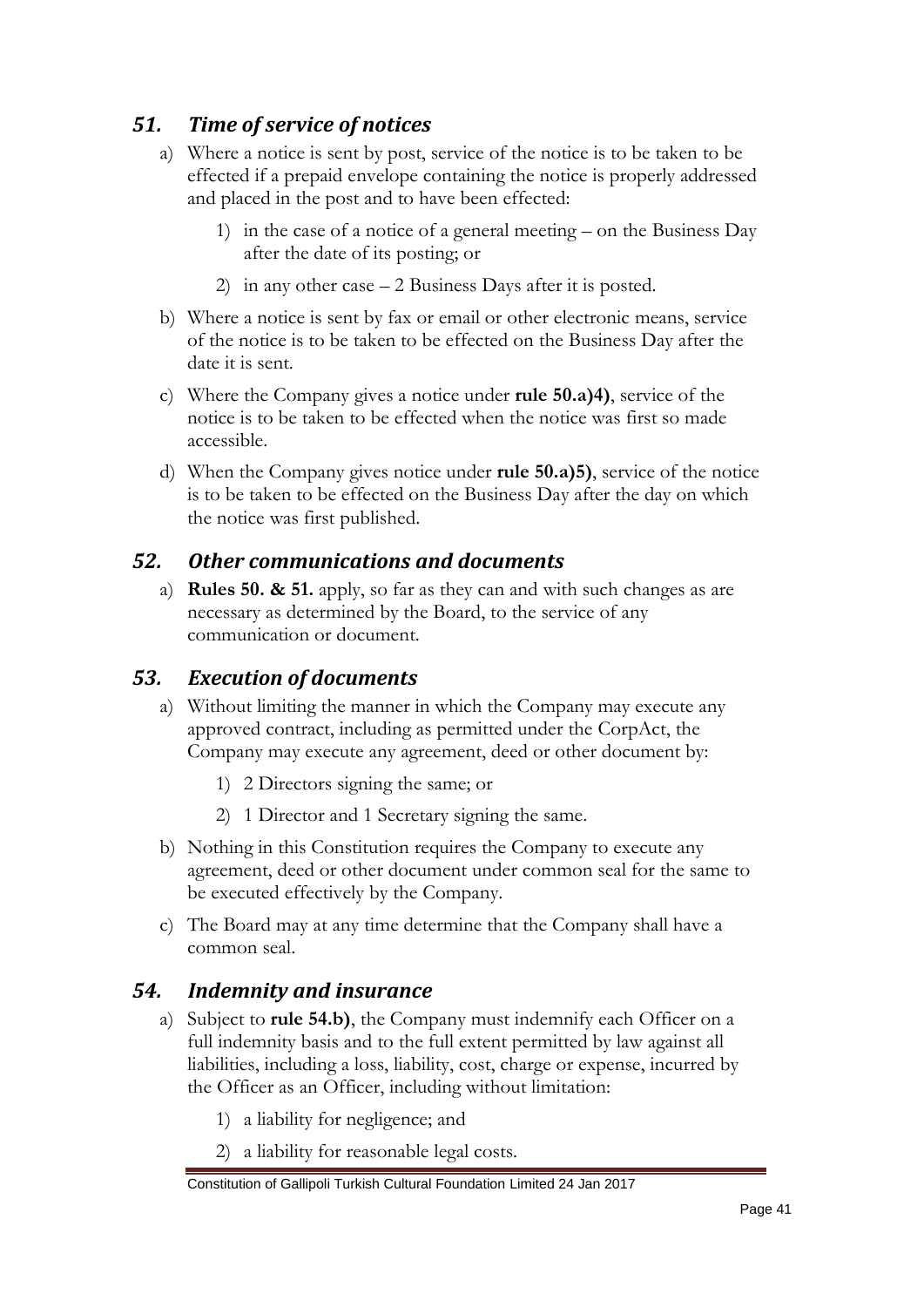## *51. Time of service of notices*

a) Where a notice is sent by post, service of the notice is to be taken to be effected if a prepaid envelope containing the notice is properly addressed and placed in the post and to have been effected:

   1) in the case of a notice of a general meeting – on the Business Day after the date of its posting; or

   2) in any other case – 2 Business Days after it is posted.

b) Where a notice is sent by fax or email or other electronic means, service of the notice is to be taken to be effected on the Business Day after the date it is sent.

c) Where the Company gives a notice under **rule 50.a)4)**, service of the notice is to be taken to be effected when the notice was first so made accessible.

d) When the Company gives notice under **rule 50.a)5)**, service of the notice is to be taken to be effected on the Business Day after the day on which the notice was first published.

## *52. Other communications and documents*

a) **Rules 50. & 51.** apply, so far as they can and with such changes as are necessary as determined by the Board, to the service of any communication or document.

## *53. Execution of documents*

a) Without limiting the manner in which the Company may execute any approved contract, including as permitted under the CorpAct, the Company may execute any agreement, deed or other document by:

   1) 2 Directors signing the same; or

   2) 1 Director and 1 Secretary signing the same.

b) Nothing in this Constitution requires the Company to execute any agreement, deed or other document under common seal for the same to be executed effectively by the Company.

c) The Board may at any time determine that the Company shall have a common seal.

## *54. Indemnity and insurance*

a) Subject to **rule 54.b)**, the Company must indemnify each Officer on a full indemnity basis and to the full extent permitted by law against all liabilities, including a loss, liability, cost, charge or expense, incurred by the Officer as an Officer, including without limitation:

   1) a liability for negligence; and

   2) a liability for reasonable legal costs.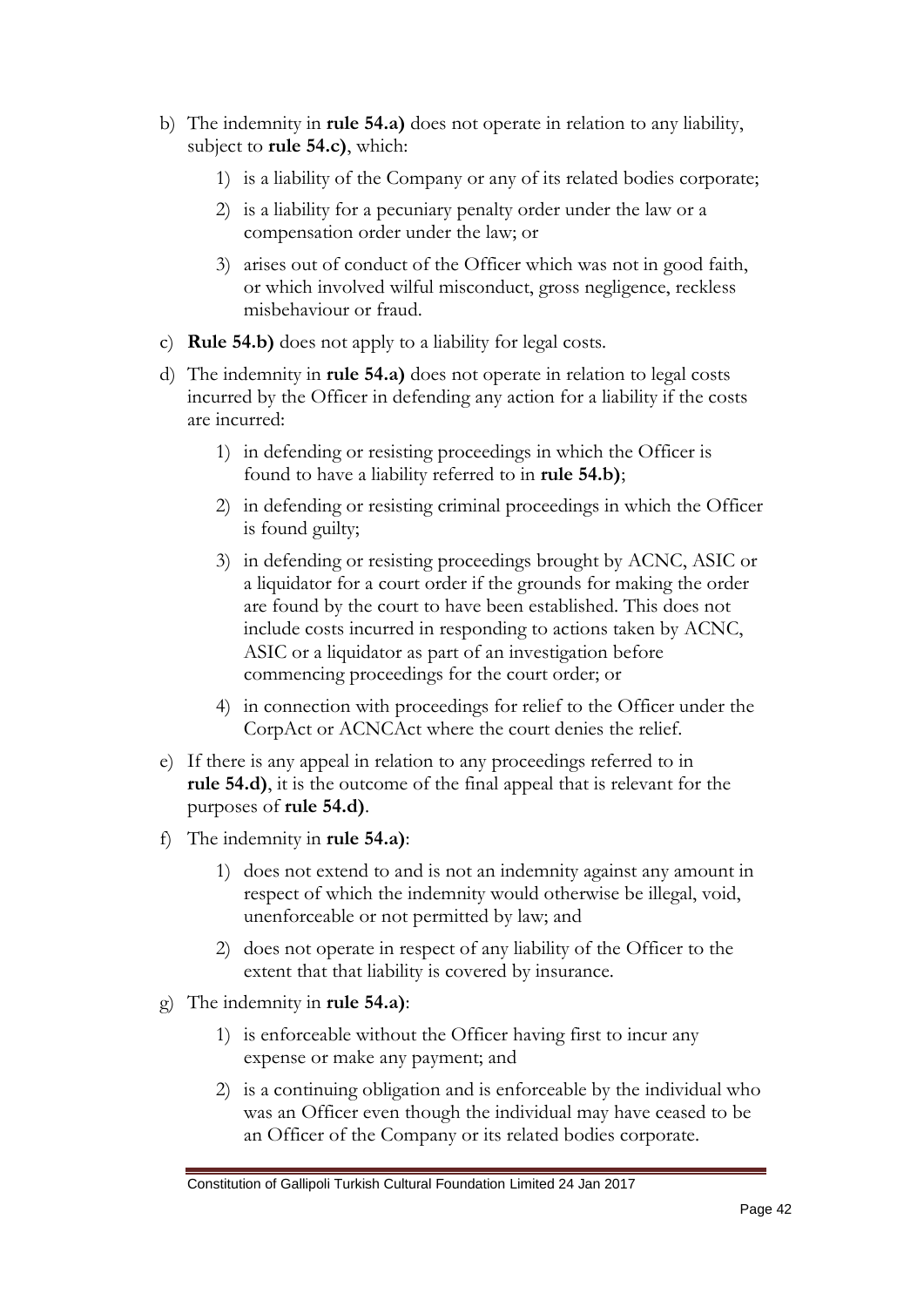b) The indemnity in **rule 54.a)** does not operate in relation to any liability, subject to **rule 54.c)**, which:

    1) is a liability of the Company or any of its related bodies corporate;

    2) is a liability for a pecuniary penalty order under the law or a compensation order under the law; or

    3) arises out of conduct of the Officer which was not in good faith, or which involved wilful misconduct, gross negligence, reckless misbehaviour or fraud.

c) **Rule 54.b)** does not apply to a liability for legal costs.

d) The indemnity in **rule 54.a)** does not operate in relation to legal costs incurred by the Officer in defending any action for a liability if the costs are incurred:

    1) in defending or resisting proceedings in which the Officer is found to have a liability referred to in **rule 54.b)**;

    2) in defending or resisting criminal proceedings in which the Officer is found guilty;

    3) in defending or resisting proceedings brought by ACNC, ASIC or a liquidator for a court order if the grounds for making the order are found by the court to have been established. This does not include costs incurred in responding to actions taken by ACNC, ASIC or a liquidator as part of an investigation before commencing proceedings for the court order; or

    4) in connection with proceedings for relief to the Officer under the CorpAct or ACNCAct where the court denies the relief.

e) If there is any appeal in relation to any proceedings referred to in **rule 54.d)**, it is the outcome of the final appeal that is relevant for the purposes of **rule 54.d)**.

f) The indemnity in **rule 54.a)**:

    1) does not extend to and is not an indemnity against any amount in respect of which the indemnity would otherwise be illegal, void, unenforceable or not permitted by law; and

    2) does not operate in respect of any liability of the Officer to the extent that that liability is covered by insurance.

g) The indemnity in **rule 54.a)**:

    1) is enforceable without the Officer having first to incur any expense or make any payment; and

    2) is a continuing obligation and is enforceable by the individual who was an Officer even though the individual may have ceased to be an Officer of the Company or its related bodies corporate.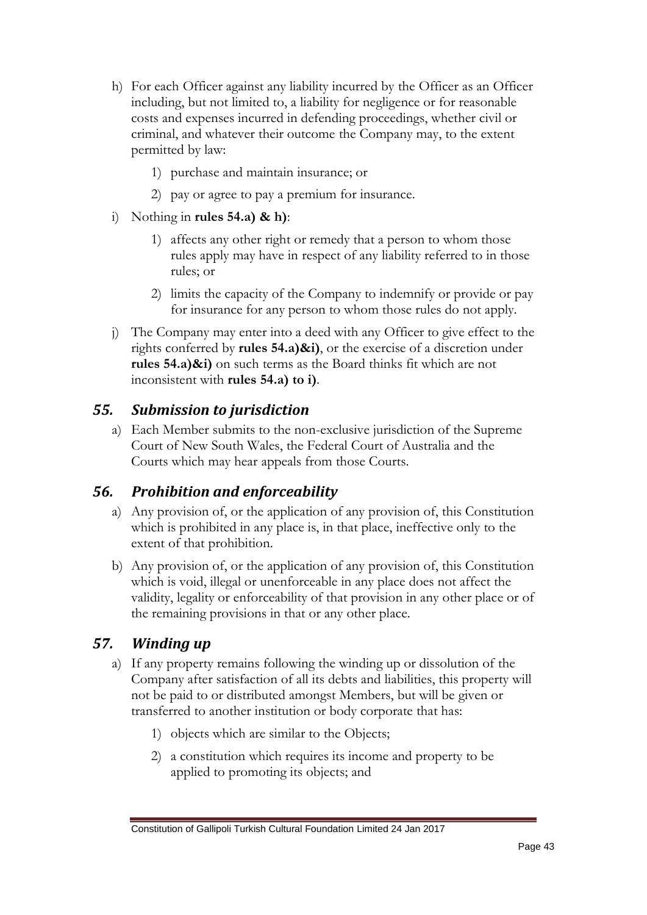h) For each Officer against any liability incurred by the Officer as an Officer including, but not limited to, a liability for negligence or for reasonable costs and expenses incurred in defending proceedings, whether civil or criminal, and whatever their outcome the Company may, to the extent permitted by law:

    1) purchase and maintain insurance; or

    2) pay or agree to pay a premium for insurance.

i) Nothing in **rules 54.a) & h)**:

    1) affects any other right or remedy that a person to whom those rules apply may have in respect of any liability referred to in those rules; or

    2) limits the capacity of the Company to indemnify or provide or pay for insurance for any person to whom those rules do not apply.

j) The Company may enter into a deed with any Officer to give effect to the rights conferred by **rules 54.a)&i)**, or the exercise of a discretion under **rules 54.a)&i)** on such terms as the Board thinks fit which are not inconsistent with **rules 54.a) to i)**.

## *55. Submission to jurisdiction*

a) Each Member submits to the non-exclusive jurisdiction of the Supreme Court of New South Wales, the Federal Court of Australia and the Courts which may hear appeals from those Courts.

## *56. Prohibition and enforceability*

a) Any provision of, or the application of any provision of, this Constitution which is prohibited in any place is, in that place, ineffective only to the extent of that prohibition.

b) Any provision of, or the application of any provision of, this Constitution which is void, illegal or unenforceable in any place does not affect the validity, legality or enforceability of that provision in any other place or of the remaining provisions in that or any other place.

## *57. Winding up*

a) If any property remains following the winding up or dissolution of the Company after satisfaction of all its debts and liabilities, this property will not be paid to or distributed amongst Members, but will be given or transferred to another institution or body corporate that has:

    1) objects which are similar to the Objects;

    2) a constitution which requires its income and property to be applied to promoting its objects; and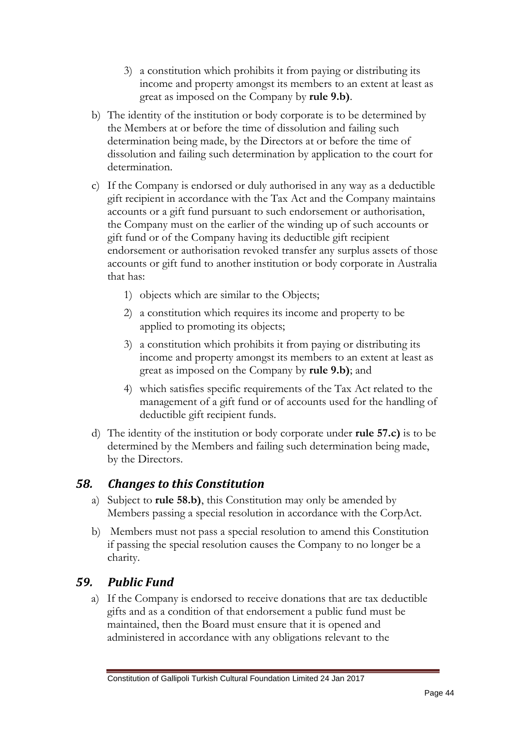3) a constitution which prohibits it from paying or distributing its income and property amongst its members to an extent at least as great as imposed on the Company by **rule 9.b)**.

b) The identity of the institution or body corporate is to be determined by the Members at or before the time of dissolution and failing such determination being made, by the Directors at or before the time of dissolution and failing such determination by application to the court for determination.

c) If the Company is endorsed or duly authorised in any way as a deductible gift recipient in accordance with the Tax Act and the Company maintains accounts or a gift fund pursuant to such endorsement or authorisation, the Company must on the earlier of the winding up of such accounts or gift fund or of the Company having its deductible gift recipient endorsement or authorisation revoked transfer any surplus assets of those accounts or gift fund to another institution or body corporate in Australia that has:

   1) objects which are similar to the Objects;

   2) a constitution which requires its income and property to be applied to promoting its objects;

   3) a constitution which prohibits it from paying or distributing its income and property amongst its members to an extent at least as great as imposed on the Company by **rule 9.b)**; and

   4) which satisfies specific requirements of the Tax Act related to the management of a gift fund or of accounts used for the handling of deductible gift recipient funds.

d) The identity of the institution or body corporate under **rule 57.c)** is to be determined by the Members and failing such determination being made, by the Directors.

## *58. Changes to this Constitution*

a) Subject to **rule 58.b)**, this Constitution may only be amended by Members passing a special resolution in accordance with the CorpAct.

b) Members must not pass a special resolution to amend this Constitution if passing the special resolution causes the Company to no longer be a charity.

## *59. Public Fund*

a) If the Company is endorsed to receive donations that are tax deductible gifts and as a condition of that endorsement a public fund must be maintained, then the Board must ensure that it is opened and administered in accordance with any obligations relevant to the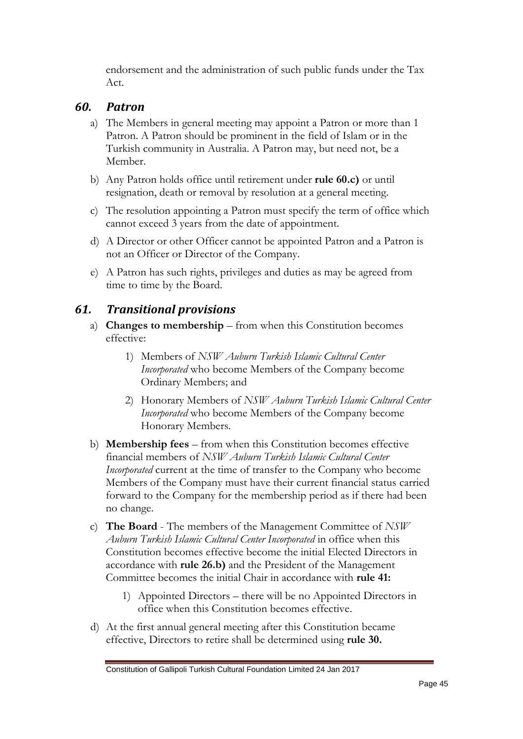endorsement and the administration of such public funds under the Tax Act.

## *60. Patron*

a) The Members in general meeting may appoint a Patron or more than 1 Patron. A Patron should be prominent in the field of Islam or in the Turkish community in Australia. A Patron may, but need not, be a Member.

b) Any Patron holds office until retirement under **rule 60.c)** or until resignation, death or removal by resolution at a general meeting.

c) The resolution appointing a Patron must specify the term of office which cannot exceed 3 years from the date of appointment.

d) A Director or other Officer cannot be appointed Patron and a Patron is not an Officer or Director of the Company.

e) A Patron has such rights, privileges and duties as may be agreed from time to time by the Board.

## *61. Transitional provisions*

a) **Changes to membership** – from when this Constitution becomes effective:

   1) Members of *NSW Auburn Turkish Islamic Cultural Center Incorporated* who become Members of the Company become Ordinary Members; and

   2) Honorary Members of *NSW Auburn Turkish Islamic Cultural Center Incorporated* who become Members of the Company become Honorary Members.

b) **Membership fees** – from when this Constitution becomes effective financial members of *NSW Auburn Turkish Islamic Cultural Center Incorporated* current at the time of transfer to the Company who become Members of the Company must have their current financial status carried forward to the Company for the membership period as if there had been no change.

c) **The Board** - The members of the Management Committee of *NSW Auburn Turkish Islamic Cultural Center Incorporated* in office when this Constitution becomes effective become the initial Elected Directors in accordance with **rule 26.b)** and the President of the Management Committee becomes the initial Chair in accordance with **rule 41:**

   1) Appointed Directors – there will be no Appointed Directors in office when this Constitution becomes effective.

d) At the first annual general meeting after this Constitution became effective, Directors to retire shall be determined using **rule 30.**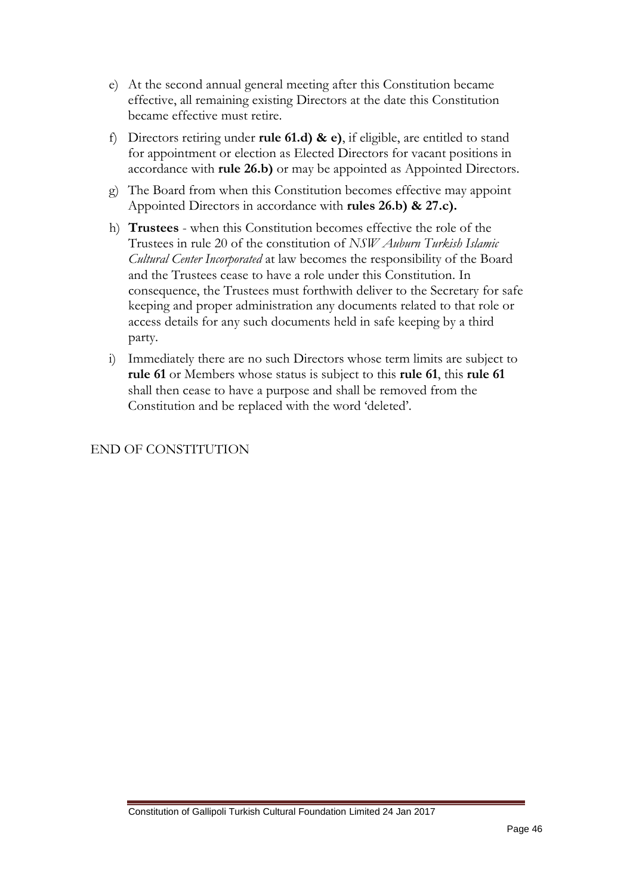e) At the second annual general meeting after this Constitution became effective, all remaining existing Directors at the date this Constitution became effective must retire.

f) Directors retiring under **rule 61.d) & e)**, if eligible, are entitled to stand for appointment or election as Elected Directors for vacant positions in accordance with **rule 26.b)** or may be appointed as Appointed Directors.

g) The Board from when this Constitution becomes effective may appoint Appointed Directors in accordance with **rules 26.b) & 27.c).**

h) **Trustees** - when this Constitution becomes effective the role of the Trustees in rule 20 of the constitution of *NSW Auburn Turkish Islamic Cultural Center Incorporated* at law becomes the responsibility of the Board and the Trustees cease to have a role under this Constitution. In consequence, the Trustees must forthwith deliver to the Secretary for safe keeping and proper administration any documents related to that role or access details for any such documents held in safe keeping by a third party.

i) Immediately there are no such Directors whose term limits are subject to **rule 61** or Members whose status is subject to this **rule 61**, this **rule 61** shall then cease to have a purpose and shall be removed from the Constitution and be replaced with the word 'deleted'.

END OF CONSTITUTION